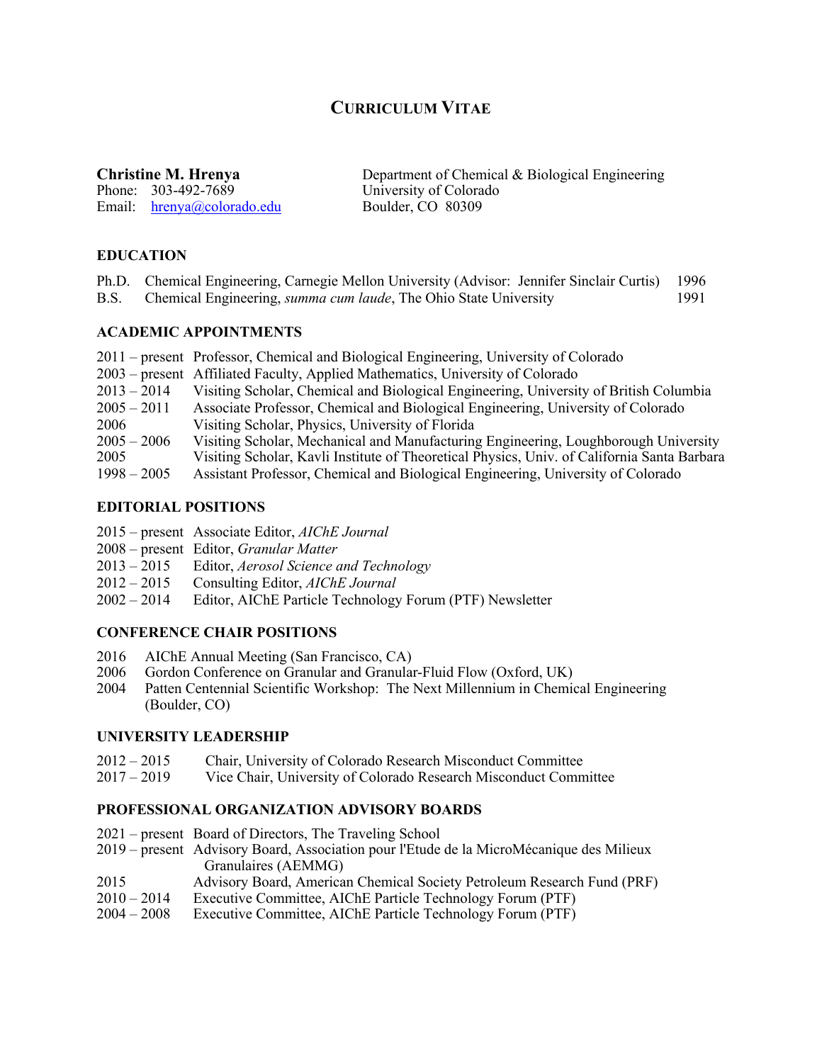# CURRICULUM VITAE

**Christine M. Hrenya**
Phone: 303-492-7689
Email: hrenya@colorado.edu

Department of Chemical & Biological Engineering
University of Colorado
Boulder, CO 80309

## EDUCATION

Ph.D. Chemical Engineering, Carnegie Mellon University (Advisor: Jennifer Sinclair Curtis) 1996
B.S. Chemical Engineering, *summa cum laude*, The Ohio State University 1991

## ACADEMIC APPOINTMENTS

2011 – present Professor, Chemical and Biological Engineering, University of Colorado
2003 – present Affiliated Faculty, Applied Mathematics, University of Colorado
2013 – 2014 Visiting Scholar, Chemical and Biological Engineering, University of British Columbia
2005 – 2011 Associate Professor, Chemical and Biological Engineering, University of Colorado
2006 Visiting Scholar, Physics, University of Florida
2005 – 2006 Visiting Scholar, Mechanical and Manufacturing Engineering, Loughborough University
2005 Visiting Scholar, Kavli Institute of Theoretical Physics, Univ. of California Santa Barbara
1998 – 2005 Assistant Professor, Chemical and Biological Engineering, University of Colorado

## EDITORIAL POSITIONS

2015 – present Associate Editor, *AIChE Journal*
2008 – present Editor, *Granular Matter*
2013 – 2015 Editor, *Aerosol Science and Technology*
2012 – 2015 Consulting Editor, *AIChE Journal*
2002 – 2014 Editor, AIChE Particle Technology Forum (PTF) Newsletter

## CONFERENCE CHAIR POSITIONS

2016 AIChE Annual Meeting (San Francisco, CA)
2006 Gordon Conference on Granular and Granular-Fluid Flow (Oxford, UK)
2004 Patten Centennial Scientific Workshop: The Next Millennium in Chemical Engineering (Boulder, CO)

## UNIVERSITY LEADERSHIP

2012 – 2015 Chair, University of Colorado Research Misconduct Committee
2017 – 2019 Vice Chair, University of Colorado Research Misconduct Committee

## PROFESSIONAL ORGANIZATION ADVISORY BOARDS

2021 – present Board of Directors, The Traveling School
2019 – present Advisory Board, Association pour l'Etude de la MicroMécanique des Milieux Granulaires (AEMMG)
2015 Advisory Board, American Chemical Society Petroleum Research Fund (PRF)
2010 – 2014 Executive Committee, AIChE Particle Technology Forum (PTF)
2004 – 2008 Executive Committee, AIChE Particle Technology Forum (PTF)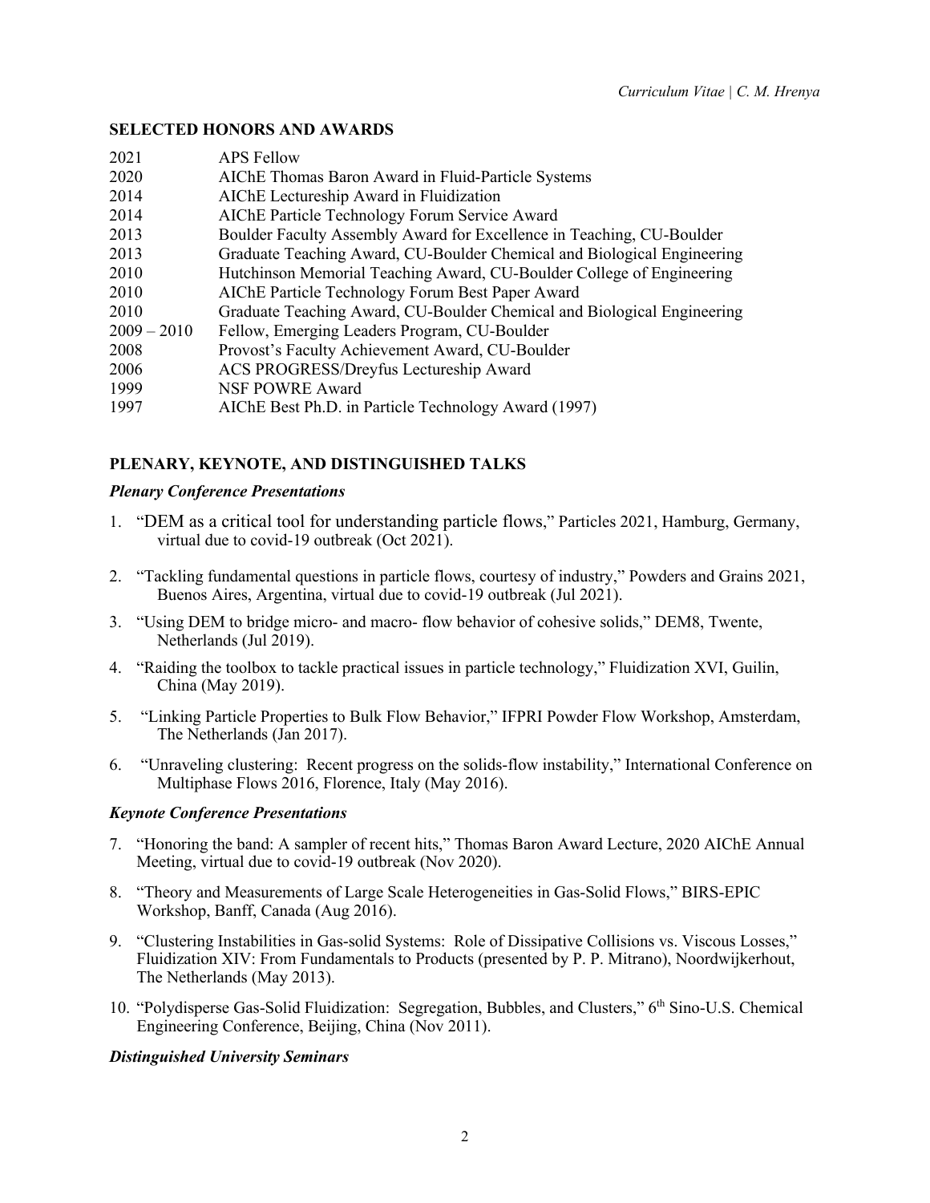## SELECTED HONORS AND AWARDS

| | |
|---|---|
| 2021 | APS Fellow |
| 2020 | AIChE Thomas Baron Award in Fluid-Particle Systems |
| 2014 | AIChE Lectureship Award in Fluidization |
| 2014 | AIChE Particle Technology Forum Service Award |
| 2013 | Boulder Faculty Assembly Award for Excellence in Teaching, CU-Boulder |
| 2013 | Graduate Teaching Award, CU-Boulder Chemical and Biological Engineering |
| 2010 | Hutchinson Memorial Teaching Award, CU-Boulder College of Engineering |
| 2010 | AIChE Particle Technology Forum Best Paper Award |
| 2010 | Graduate Teaching Award, CU-Boulder Chemical and Biological Engineering |
| 2009 – 2010 | Fellow, Emerging Leaders Program, CU-Boulder |
| 2008 | Provost's Faculty Achievement Award, CU-Boulder |
| 2006 | ACS PROGRESS/Dreyfus Lectureship Award |
| 1999 | NSF POWRE Award |
| 1997 | AIChE Best Ph.D. in Particle Technology Award (1997) |

## PLENARY, KEYNOTE, AND DISTINGUISHED TALKS

### *Plenary Conference Presentations*

1. "DEM as a critical tool for understanding particle flows," Particles 2021, Hamburg, Germany, virtual due to covid-19 outbreak (Oct 2021).

2. "Tackling fundamental questions in particle flows, courtesy of industry," Powders and Grains 2021, Buenos Aires, Argentina, virtual due to covid-19 outbreak (Jul 2021).

3. "Using DEM to bridge micro- and macro- flow behavior of cohesive solids," DEM8, Twente, Netherlands (Jul 2019).

4. "Raiding the toolbox to tackle practical issues in particle technology," Fluidization XVI, Guilin, China (May 2019).

5. "Linking Particle Properties to Bulk Flow Behavior," IFPRI Powder Flow Workshop, Amsterdam, The Netherlands (Jan 2017).

6. "Unraveling clustering: Recent progress on the solids-flow instability," International Conference on Multiphase Flows 2016, Florence, Italy (May 2016).

### *Keynote Conference Presentations*

7. "Honoring the band: A sampler of recent hits," Thomas Baron Award Lecture, 2020 AIChE Annual Meeting, virtual due to covid-19 outbreak (Nov 2020).

8. "Theory and Measurements of Large Scale Heterogeneities in Gas-Solid Flows," BIRS-EPIC Workshop, Banff, Canada (Aug 2016).

9. "Clustering Instabilities in Gas-solid Systems: Role of Dissipative Collisions vs. Viscous Losses," Fluidization XIV: From Fundamentals to Products (presented by P. P. Mitrano), Noordwijkerhout, The Netherlands (May 2013).

10. "Polydisperse Gas-Solid Fluidization: Segregation, Bubbles, and Clusters," 6th Sino-U.S. Chemical Engineering Conference, Beijing, China (Nov 2011).

### *Distinguished University Seminars*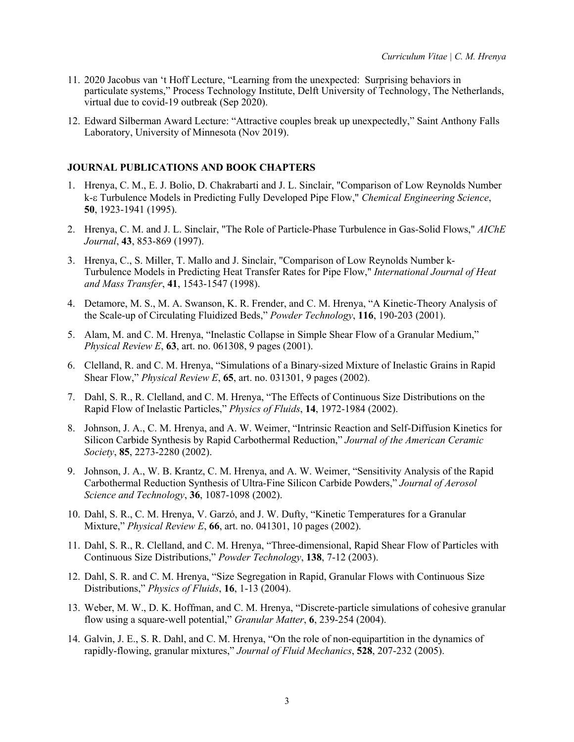11. 2020 Jacobus van 't Hoff Lecture, "Learning from the unexpected: Surprising behaviors in particulate systems," Process Technology Institute, Delft University of Technology, The Netherlands, virtual due to covid-19 outbreak (Sep 2020).

12. Edward Silberman Award Lecture: "Attractive couples break up unexpectedly," Saint Anthony Falls Laboratory, University of Minnesota (Nov 2019).

**JOURNAL PUBLICATIONS AND BOOK CHAPTERS**

1. Hrenya, C. M., E. J. Bolio, D. Chakrabarti and J. L. Sinclair, "Comparison of Low Reynolds Number k-ε Turbulence Models in Predicting Fully Developed Pipe Flow," *Chemical Engineering Science*, **50**, 1923-1941 (1995).

2. Hrenya, C. M. and J. L. Sinclair, "The Role of Particle-Phase Turbulence in Gas-Solid Flows," *AIChE Journal*, **43**, 853-869 (1997).

3. Hrenya, C., S. Miller, T. Mallo and J. Sinclair, "Comparison of Low Reynolds Number k-Turbulence Models in Predicting Heat Transfer Rates for Pipe Flow," *International Journal of Heat and Mass Transfer*, **41**, 1543-1547 (1998).

4. Detamore, M. S., M. A. Swanson, K. R. Frender, and C. M. Hrenya, "A Kinetic-Theory Analysis of the Scale-up of Circulating Fluidized Beds," *Powder Technology*, **116**, 190-203 (2001).

5. Alam, M. and C. M. Hrenya, "Inelastic Collapse in Simple Shear Flow of a Granular Medium," *Physical Review E*, **63**, art. no. 061308, 9 pages (2001).

6. Clelland, R. and C. M. Hrenya, "Simulations of a Binary-sized Mixture of Inelastic Grains in Rapid Shear Flow," *Physical Review E*, **65**, art. no. 031301, 9 pages (2002).

7. Dahl, S. R., R. Clelland, and C. M. Hrenya, "The Effects of Continuous Size Distributions on the Rapid Flow of Inelastic Particles," *Physics of Fluids*, **14**, 1972-1984 (2002).

8. Johnson, J. A., C. M. Hrenya, and A. W. Weimer, "Intrinsic Reaction and Self-Diffusion Kinetics for Silicon Carbide Synthesis by Rapid Carbothermal Reduction," *Journal of the American Ceramic Society*, **85**, 2273-2280 (2002).

9. Johnson, J. A., W. B. Krantz, C. M. Hrenya, and A. W. Weimer, "Sensitivity Analysis of the Rapid Carbothermal Reduction Synthesis of Ultra-Fine Silicon Carbide Powders," *Journal of Aerosol Science and Technology*, **36**, 1087-1098 (2002).

10. Dahl, S. R., C. M. Hrenya, V. Garzó, and J. W. Dufty, "Kinetic Temperatures for a Granular Mixture," *Physical Review E*, **66**, art. no. 041301, 10 pages (2002).

11. Dahl, S. R., R. Clelland, and C. M. Hrenya, "Three-dimensional, Rapid Shear Flow of Particles with Continuous Size Distributions," *Powder Technology*, **138**, 7-12 (2003).

12. Dahl, S. R. and C. M. Hrenya, "Size Segregation in Rapid, Granular Flows with Continuous Size Distributions," *Physics of Fluids*, **16**, 1-13 (2004).

13. Weber, M. W., D. K. Hoffman, and C. M. Hrenya, "Discrete-particle simulations of cohesive granular flow using a square-well potential," *Granular Matter*, **6**, 239-254 (2004).

14. Galvin, J. E., S. R. Dahl, and C. M. Hrenya, "On the role of non-equipartition in the dynamics of rapidly-flowing, granular mixtures," *Journal of Fluid Mechanics*, **528**, 207-232 (2005).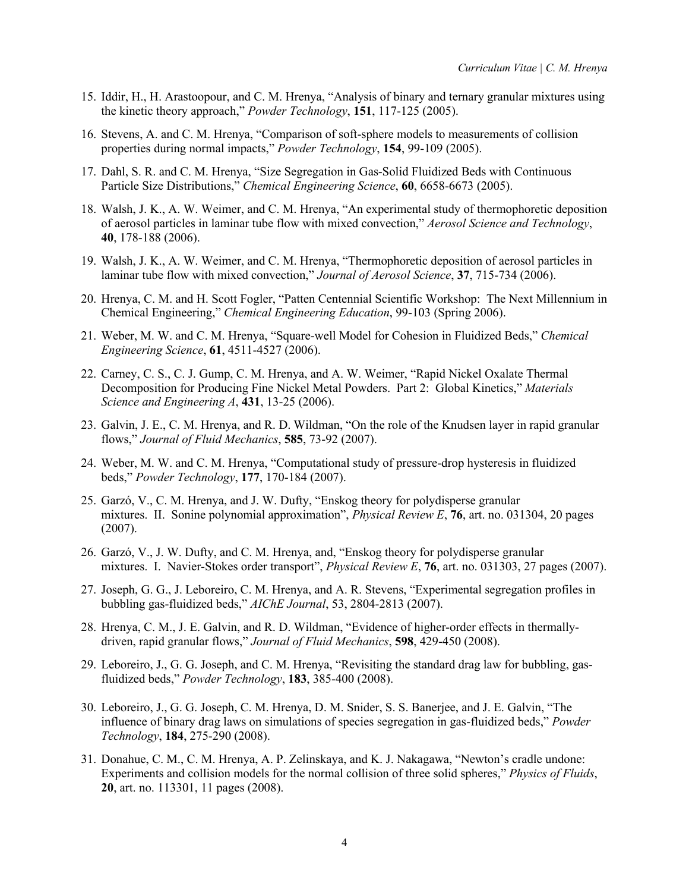15. Iddir, H., H. Arastoopour, and C. M. Hrenya, "Analysis of binary and ternary granular mixtures using the kinetic theory approach," *Powder Technology*, **151**, 117-125 (2005).

16. Stevens, A. and C. M. Hrenya, "Comparison of soft-sphere models to measurements of collision properties during normal impacts," *Powder Technology*, **154**, 99-109 (2005).

17. Dahl, S. R. and C. M. Hrenya, "Size Segregation in Gas-Solid Fluidized Beds with Continuous Particle Size Distributions," *Chemical Engineering Science*, **60**, 6658-6673 (2005).

18. Walsh, J. K., A. W. Weimer, and C. M. Hrenya, "An experimental study of thermophoretic deposition of aerosol particles in laminar tube flow with mixed convection," *Aerosol Science and Technology*, **40**, 178-188 (2006).

19. Walsh, J. K., A. W. Weimer, and C. M. Hrenya, "Thermophoretic deposition of aerosol particles in laminar tube flow with mixed convection," *Journal of Aerosol Science*, **37**, 715-734 (2006).

20. Hrenya, C. M. and H. Scott Fogler, "Patten Centennial Scientific Workshop: The Next Millennium in Chemical Engineering," *Chemical Engineering Education*, 99-103 (Spring 2006).

21. Weber, M. W. and C. M. Hrenya, "Square-well Model for Cohesion in Fluidized Beds," *Chemical Engineering Science*, **61**, 4511-4527 (2006).

22. Carney, C. S., C. J. Gump, C. M. Hrenya, and A. W. Weimer, "Rapid Nickel Oxalate Thermal Decomposition for Producing Fine Nickel Metal Powders. Part 2: Global Kinetics," *Materials Science and Engineering A*, **431**, 13-25 (2006).

23. Galvin, J. E., C. M. Hrenya, and R. D. Wildman, "On the role of the Knudsen layer in rapid granular flows," *Journal of Fluid Mechanics*, **585**, 73-92 (2007).

24. Weber, M. W. and C. M. Hrenya, "Computational study of pressure-drop hysteresis in fluidized beds," *Powder Technology*, **177**, 170-184 (2007).

25. Garzó, V., C. M. Hrenya, and J. W. Dufty, "Enskog theory for polydisperse granular mixtures. II. Sonine polynomial approximation", *Physical Review E*, **76**, art. no. 031304, 20 pages (2007).

26. Garzó, V., J. W. Dufty, and C. M. Hrenya, and, "Enskog theory for polydisperse granular mixtures. I. Navier-Stokes order transport", *Physical Review E*, **76**, art. no. 031303, 27 pages (2007).

27. Joseph, G. G., J. Leboreiro, C. M. Hrenya, and A. R. Stevens, "Experimental segregation profiles in bubbling gas-fluidized beds," *AIChE Journal*, 53, 2804-2813 (2007).

28. Hrenya, C. M., J. E. Galvin, and R. D. Wildman, "Evidence of higher-order effects in thermally-driven, rapid granular flows," *Journal of Fluid Mechanics*, **598**, 429-450 (2008).

29. Leboreiro, J., G. G. Joseph, and C. M. Hrenya, "Revisiting the standard drag law for bubbling, gas-fluidized beds," *Powder Technology*, **183**, 385-400 (2008).

30. Leboreiro, J., G. G. Joseph, C. M. Hrenya, D. M. Snider, S. S. Banerjee, and J. E. Galvin, "The influence of binary drag laws on simulations of species segregation in gas-fluidized beds," *Powder Technology*, **184**, 275-290 (2008).

31. Donahue, C. M., C. M. Hrenya, A. P. Zelinskaya, and K. J. Nakagawa, "Newton's cradle undone: Experiments and collision models for the normal collision of three solid spheres," *Physics of Fluids*, **20**, art. no. 113301, 11 pages (2008).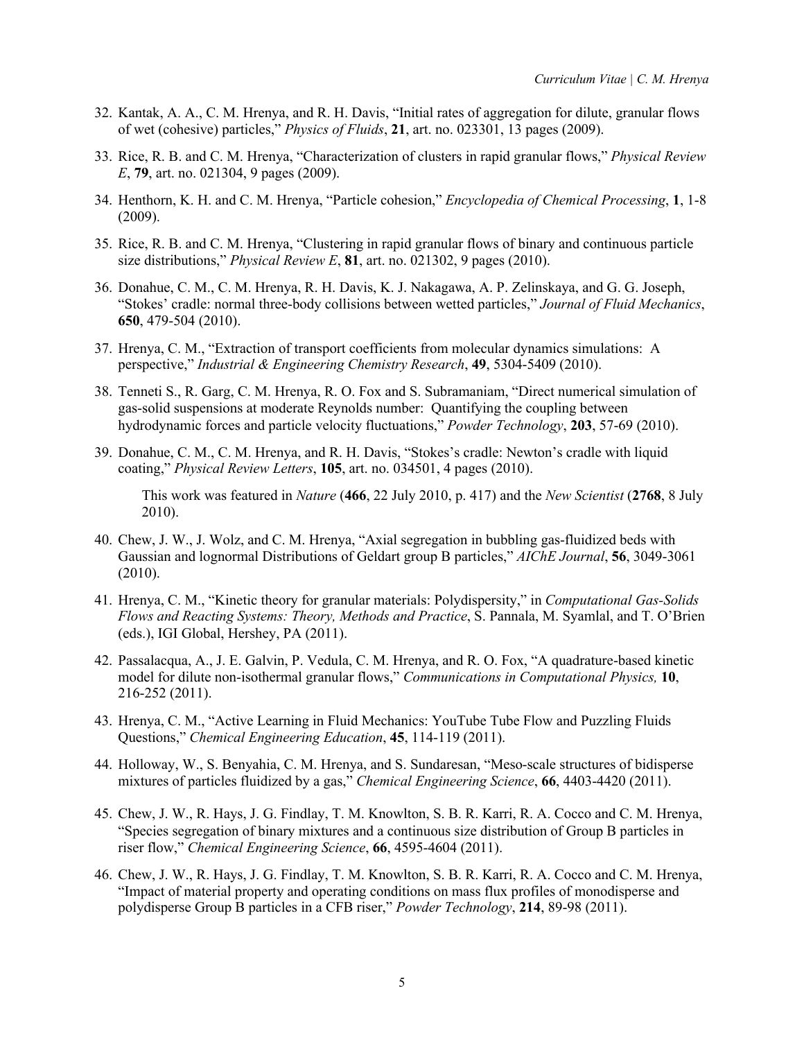32. Kantak, A. A., C. M. Hrenya, and R. H. Davis, "Initial rates of aggregation for dilute, granular flows of wet (cohesive) particles," *Physics of Fluids*, **21**, art. no. 023301, 13 pages (2009).

33. Rice, R. B. and C. M. Hrenya, "Characterization of clusters in rapid granular flows," *Physical Review E*, **79**, art. no. 021304, 9 pages (2009).

34. Henthorn, K. H. and C. M. Hrenya, "Particle cohesion," *Encyclopedia of Chemical Processing*, **1**, 1-8 (2009).

35. Rice, R. B. and C. M. Hrenya, "Clustering in rapid granular flows of binary and continuous particle size distributions," *Physical Review E*, **81**, art. no. 021302, 9 pages (2010).

36. Donahue, C. M., C. M. Hrenya, R. H. Davis, K. J. Nakagawa, A. P. Zelinskaya, and G. G. Joseph, "Stokes' cradle: normal three-body collisions between wetted particles," *Journal of Fluid Mechanics*, **650**, 479-504 (2010).

37. Hrenya, C. M., "Extraction of transport coefficients from molecular dynamics simulations: A perspective," *Industrial & Engineering Chemistry Research*, **49**, 5304-5409 (2010).

38. Tenneti S., R. Garg, C. M. Hrenya, R. O. Fox and S. Subramaniam, "Direct numerical simulation of gas-solid suspensions at moderate Reynolds number: Quantifying the coupling between hydrodynamic forces and particle velocity fluctuations," *Powder Technology*, **203**, 57-69 (2010).

39. Donahue, C. M., C. M. Hrenya, and R. H. Davis, "Stokes's cradle: Newton's cradle with liquid coating," *Physical Review Letters*, **105**, art. no. 034501, 4 pages (2010).

    This work was featured in *Nature* (**466**, 22 July 2010, p. 417) and the *New Scientist* (**2768**, 8 July 2010).

40. Chew, J. W., J. Wolz, and C. M. Hrenya, "Axial segregation in bubbling gas-fluidized beds with Gaussian and lognormal Distributions of Geldart group B particles," *AIChE Journal*, **56**, 3049-3061 (2010).

41. Hrenya, C. M., "Kinetic theory for granular materials: Polydispersity," in *Computational Gas-Solids Flows and Reacting Systems: Theory, Methods and Practice*, S. Pannala, M. Syamlal, and T. O'Brien (eds.), IGI Global, Hershey, PA (2011).

42. Passalacqua, A., J. E. Galvin, P. Vedula, C. M. Hrenya, and R. O. Fox, "A quadrature-based kinetic model for dilute non-isothermal granular flows," *Communications in Computational Physics,* **10**, 216-252 (2011).

43. Hrenya, C. M., "Active Learning in Fluid Mechanics: YouTube Tube Flow and Puzzling Fluids Questions," *Chemical Engineering Education*, **45**, 114-119 (2011).

44. Holloway, W., S. Benyahia, C. M. Hrenya, and S. Sundaresan, "Meso-scale structures of bidisperse mixtures of particles fluidized by a gas," *Chemical Engineering Science*, **66**, 4403-4420 (2011).

45. Chew, J. W., R. Hays, J. G. Findlay, T. M. Knowlton, S. B. R. Karri, R. A. Cocco and C. M. Hrenya, "Species segregation of binary mixtures and a continuous size distribution of Group B particles in riser flow," *Chemical Engineering Science*, **66**, 4595-4604 (2011).

46. Chew, J. W., R. Hays, J. G. Findlay, T. M. Knowlton, S. B. R. Karri, R. A. Cocco and C. M. Hrenya, "Impact of material property and operating conditions on mass flux profiles of monodisperse and polydisperse Group B particles in a CFB riser," *Powder Technology*, **214**, 89-98 (2011).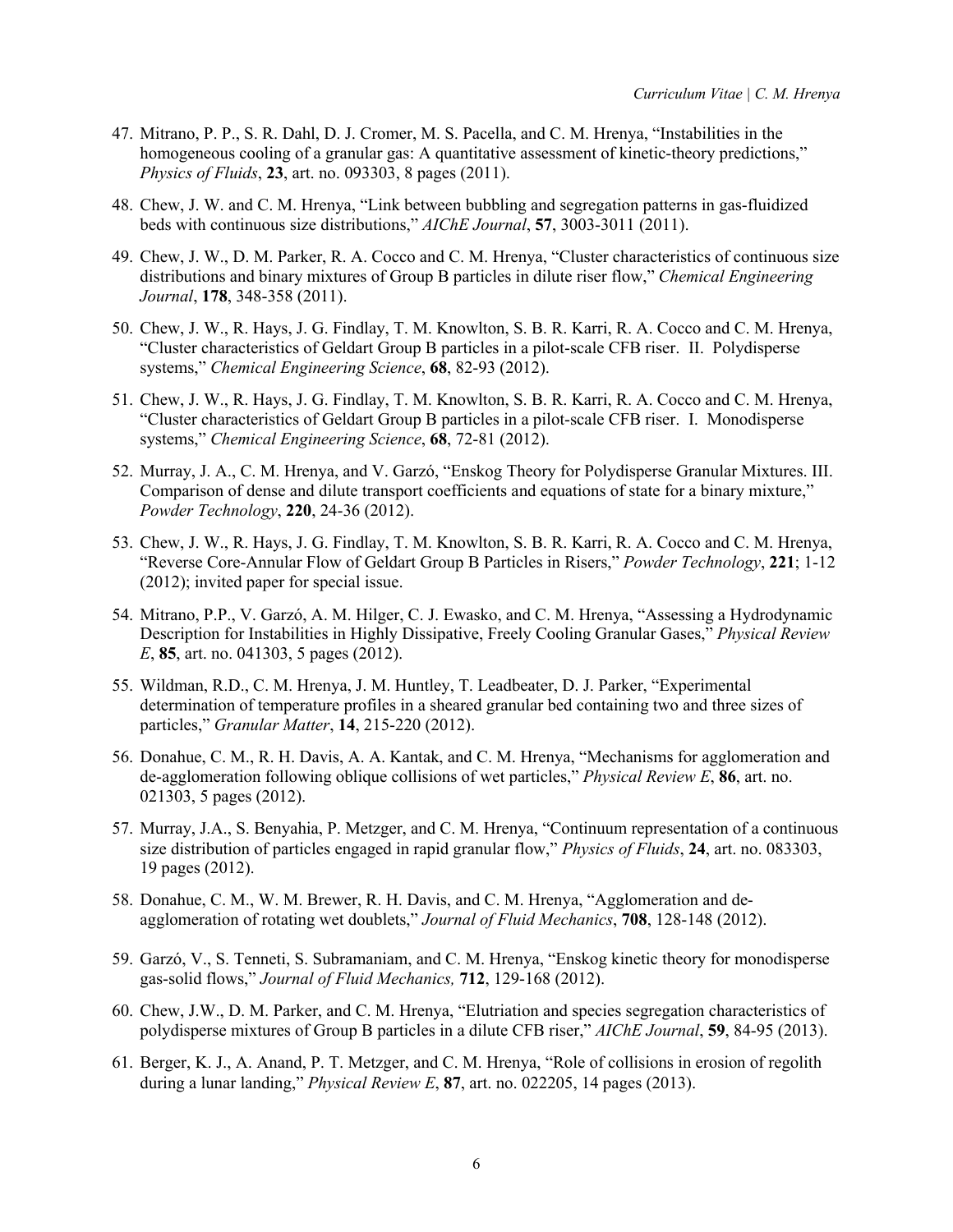47. Mitrano, P. P., S. R. Dahl, D. J. Cromer, M. S. Pacella, and C. M. Hrenya, "Instabilities in the homogeneous cooling of a granular gas: A quantitative assessment of kinetic-theory predictions," *Physics of Fluids*, **23**, art. no. 093303, 8 pages (2011).

48. Chew, J. W. and C. M. Hrenya, "Link between bubbling and segregation patterns in gas-fluidized beds with continuous size distributions," *AIChE Journal*, **57**, 3003-3011 (2011).

49. Chew, J. W., D. M. Parker, R. A. Cocco and C. M. Hrenya, "Cluster characteristics of continuous size distributions and binary mixtures of Group B particles in dilute riser flow," *Chemical Engineering Journal*, **178**, 348-358 (2011).

50. Chew, J. W., R. Hays, J. G. Findlay, T. M. Knowlton, S. B. R. Karri, R. A. Cocco and C. M. Hrenya, "Cluster characteristics of Geldart Group B particles in a pilot-scale CFB riser. II. Polydisperse systems," *Chemical Engineering Science*, **68**, 82-93 (2012).

51. Chew, J. W., R. Hays, J. G. Findlay, T. M. Knowlton, S. B. R. Karri, R. A. Cocco and C. M. Hrenya, "Cluster characteristics of Geldart Group B particles in a pilot-scale CFB riser. I. Monodisperse systems," *Chemical Engineering Science*, **68**, 72-81 (2012).

52. Murray, J. A., C. M. Hrenya, and V. Garzó, "Enskog Theory for Polydisperse Granular Mixtures. III. Comparison of dense and dilute transport coefficients and equations of state for a binary mixture," *Powder Technology*, **220**, 24-36 (2012).

53. Chew, J. W., R. Hays, J. G. Findlay, T. M. Knowlton, S. B. R. Karri, R. A. Cocco and C. M. Hrenya, "Reverse Core-Annular Flow of Geldart Group B Particles in Risers," *Powder Technology*, **221**; 1-12 (2012); invited paper for special issue.

54. Mitrano, P.P., V. Garzó, A. M. Hilger, C. J. Ewasko, and C. M. Hrenya, "Assessing a Hydrodynamic Description for Instabilities in Highly Dissipative, Freely Cooling Granular Gases," *Physical Review E*, **85**, art. no. 041303, 5 pages (2012).

55. Wildman, R.D., C. M. Hrenya, J. M. Huntley, T. Leadbeater, D. J. Parker, "Experimental determination of temperature profiles in a sheared granular bed containing two and three sizes of particles," *Granular Matter*, **14**, 215-220 (2012).

56. Donahue, C. M., R. H. Davis, A. A. Kantak, and C. M. Hrenya, "Mechanisms for agglomeration and de-agglomeration following oblique collisions of wet particles," *Physical Review E*, **86**, art. no. 021303, 5 pages (2012).

57. Murray, J.A., S. Benyahia, P. Metzger, and C. M. Hrenya, "Continuum representation of a continuous size distribution of particles engaged in rapid granular flow," *Physics of Fluids*, **24**, art. no. 083303, 19 pages (2012).

58. Donahue, C. M., W. M. Brewer, R. H. Davis, and C. M. Hrenya, "Agglomeration and de-agglomeration of rotating wet doublets," *Journal of Fluid Mechanics*, **708**, 128-148 (2012).

59. Garzó, V., S. Tenneti, S. Subramaniam, and C. M. Hrenya, "Enskog kinetic theory for monodisperse gas-solid flows," *Journal of Fluid Mechanics,* **712**, 129-168 (2012).

60. Chew, J.W., D. M. Parker, and C. M. Hrenya, "Elutriation and species segregation characteristics of polydisperse mixtures of Group B particles in a dilute CFB riser," *AIChE Journal*, **59**, 84-95 (2013).

61. Berger, K. J., A. Anand, P. T. Metzger, and C. M. Hrenya, "Role of collisions in erosion of regolith during a lunar landing," *Physical Review E*, **87**, art. no. 022205, 14 pages (2013).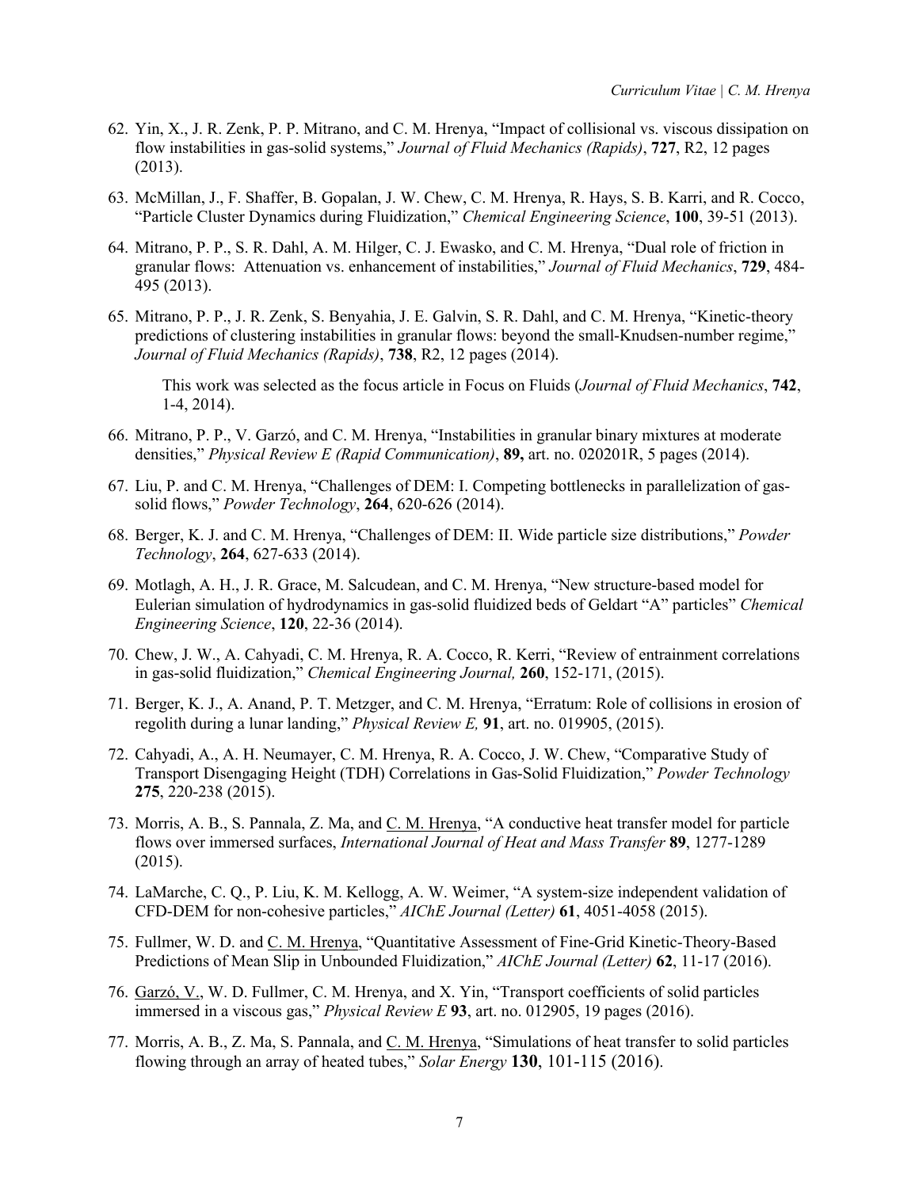62. Yin, X., J. R. Zenk, P. P. Mitrano, and C. M. Hrenya, "Impact of collisional vs. viscous dissipation on flow instabilities in gas-solid systems," *Journal of Fluid Mechanics (Rapids)*, **727**, R2, 12 pages (2013).

63. McMillan, J., F. Shaffer, B. Gopalan, J. W. Chew, C. M. Hrenya, R. Hays, S. B. Karri, and R. Cocco, "Particle Cluster Dynamics during Fluidization," *Chemical Engineering Science*, **100**, 39-51 (2013).

64. Mitrano, P. P., S. R. Dahl, A. M. Hilger, C. J. Ewasko, and C. M. Hrenya, "Dual role of friction in granular flows: Attenuation vs. enhancement of instabilities," *Journal of Fluid Mechanics*, **729**, 484-495 (2013).

65. Mitrano, P. P., J. R. Zenk, S. Benyahia, J. E. Galvin, S. R. Dahl, and C. M. Hrenya, "Kinetic-theory predictions of clustering instabilities in granular flows: beyond the small-Knudsen-number regime," *Journal of Fluid Mechanics (Rapids)*, **738**, R2, 12 pages (2014).

    This work was selected as the focus article in Focus on Fluids (*Journal of Fluid Mechanics*, **742**, 1-4, 2014).

66. Mitrano, P. P., V. Garzó, and C. M. Hrenya, "Instabilities in granular binary mixtures at moderate densities," *Physical Review E (Rapid Communication)*, **89,** art. no. 020201R, 5 pages (2014).

67. Liu, P. and C. M. Hrenya, "Challenges of DEM: I. Competing bottlenecks in parallelization of gas-solid flows," *Powder Technology*, **264**, 620-626 (2014).

68. Berger, K. J. and C. M. Hrenya, "Challenges of DEM: II. Wide particle size distributions," *Powder Technology*, **264**, 627-633 (2014).

69. Motlagh, A. H., J. R. Grace, M. Salcudean, and C. M. Hrenya, "New structure-based model for Eulerian simulation of hydrodynamics in gas-solid fluidized beds of Geldart "A" particles" *Chemical Engineering Science*, **120**, 22-36 (2014).

70. Chew, J. W., A. Cahyadi, C. M. Hrenya, R. A. Cocco, R. Kerri, "Review of entrainment correlations in gas-solid fluidization," *Chemical Engineering Journal,* **260**, 152-171, (2015).

71. Berger, K. J., A. Anand, P. T. Metzger, and C. M. Hrenya, "Erratum: Role of collisions in erosion of regolith during a lunar landing," *Physical Review E,* **91**, art. no. 019905, (2015).

72. Cahyadi, A., A. H. Neumayer, C. M. Hrenya, R. A. Cocco, J. W. Chew, "Comparative Study of Transport Disengaging Height (TDH) Correlations in Gas-Solid Fluidization," *Powder Technology* **275**, 220-238 (2015).

73. Morris, A. B., S. Pannala, Z. Ma, and C. M. Hrenya, "A conductive heat transfer model for particle flows over immersed surfaces, *International Journal of Heat and Mass Transfer* **89**, 1277-1289 (2015).

74. LaMarche, C. Q., P. Liu, K. M. Kellogg, A. W. Weimer, "A system-size independent validation of CFD-DEM for non-cohesive particles," *AIChE Journal (Letter)* **61**, 4051-4058 (2015).

75. Fullmer, W. D. and C. M. Hrenya, "Quantitative Assessment of Fine-Grid Kinetic-Theory-Based Predictions of Mean Slip in Unbounded Fluidization," *AIChE Journal (Letter)* **62**, 11-17 (2016).

76. Garzó, V., W. D. Fullmer, C. M. Hrenya, and X. Yin, "Transport coefficients of solid particles immersed in a viscous gas," *Physical Review E* **93**, art. no. 012905, 19 pages (2016).

77. Morris, A. B., Z. Ma, S. Pannala, and C. M. Hrenya, "Simulations of heat transfer to solid particles flowing through an array of heated tubes," *Solar Energy* **130**, 101-115 (2016).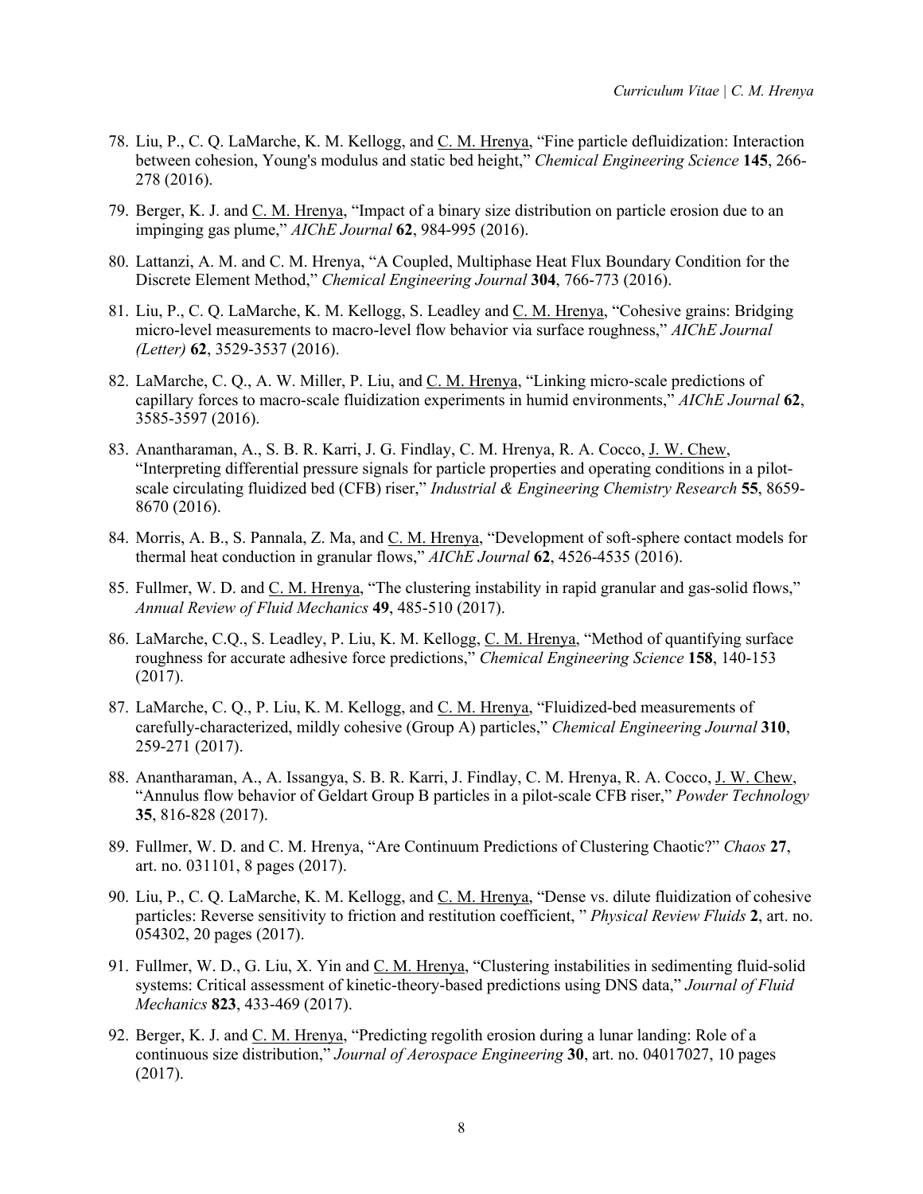78. Liu, P., C. Q. LaMarche, K. M. Kellogg, and C. M. Hrenya, "Fine particle defluidization: Interaction between cohesion, Young's modulus and static bed height," *Chemical Engineering Science* **145**, 266-278 (2016).

79. Berger, K. J. and C. M. Hrenya, "Impact of a binary size distribution on particle erosion due to an impinging gas plume," *AIChE Journal* **62**, 984-995 (2016).

80. Lattanzi, A. M. and C. M. Hrenya, "A Coupled, Multiphase Heat Flux Boundary Condition for the Discrete Element Method," *Chemical Engineering Journal* **304**, 766-773 (2016).

81. Liu, P., C. Q. LaMarche, K. M. Kellogg, S. Leadley and C. M. Hrenya, "Cohesive grains: Bridging micro-level measurements to macro-level flow behavior via surface roughness," *AIChE Journal (Letter)* **62**, 3529-3537 (2016).

82. LaMarche, C. Q., A. W. Miller, P. Liu, and C. M. Hrenya, "Linking micro-scale predictions of capillary forces to macro-scale fluidization experiments in humid environments," *AIChE Journal* **62**, 3585-3597 (2016).

83. Anantharaman, A., S. B. R. Karri, J. G. Findlay, C. M. Hrenya, R. A. Cocco, J. W. Chew, "Interpreting differential pressure signals for particle properties and operating conditions in a pilot-scale circulating fluidized bed (CFB) riser," *Industrial & Engineering Chemistry Research* **55**, 8659-8670 (2016).

84. Morris, A. B., S. Pannala, Z. Ma, and C. M. Hrenya, "Development of soft-sphere contact models for thermal heat conduction in granular flows," *AIChE Journal* **62**, 4526-4535 (2016).

85. Fullmer, W. D. and C. M. Hrenya, "The clustering instability in rapid granular and gas-solid flows," *Annual Review of Fluid Mechanics* **49**, 485-510 (2017).

86. LaMarche, C.Q., S. Leadley, P. Liu, K. M. Kellogg, C. M. Hrenya, "Method of quantifying surface roughness for accurate adhesive force predictions," *Chemical Engineering Science* **158**, 140-153 (2017).

87. LaMarche, C. Q., P. Liu, K. M. Kellogg, and C. M. Hrenya, "Fluidized-bed measurements of carefully-characterized, mildly cohesive (Group A) particles," *Chemical Engineering Journal* **310**, 259-271 (2017).

88. Anantharaman, A., A. Issangya, S. B. R. Karri, J. Findlay, C. M. Hrenya, R. A. Cocco, J. W. Chew, "Annulus flow behavior of Geldart Group B particles in a pilot-scale CFB riser," *Powder Technology* **35**, 816-828 (2017).

89. Fullmer, W. D. and C. M. Hrenya, "Are Continuum Predictions of Clustering Chaotic?" *Chaos* **27**, art. no. 031101, 8 pages (2017).

90. Liu, P., C. Q. LaMarche, K. M. Kellogg, and C. M. Hrenya, "Dense vs. dilute fluidization of cohesive particles: Reverse sensitivity to friction and restitution coefficient, " *Physical Review Fluids* **2**, art. no. 054302, 20 pages (2017).

91. Fullmer, W. D., G. Liu, X. Yin and C. M. Hrenya, "Clustering instabilities in sedimenting fluid-solid systems: Critical assessment of kinetic-theory-based predictions using DNS data," *Journal of Fluid Mechanics* **823**, 433-469 (2017).

92. Berger, K. J. and C. M. Hrenya, "Predicting regolith erosion during a lunar landing: Role of a continuous size distribution," *Journal of Aerospace Engineering* **30**, art. no. 04017027, 10 pages (2017).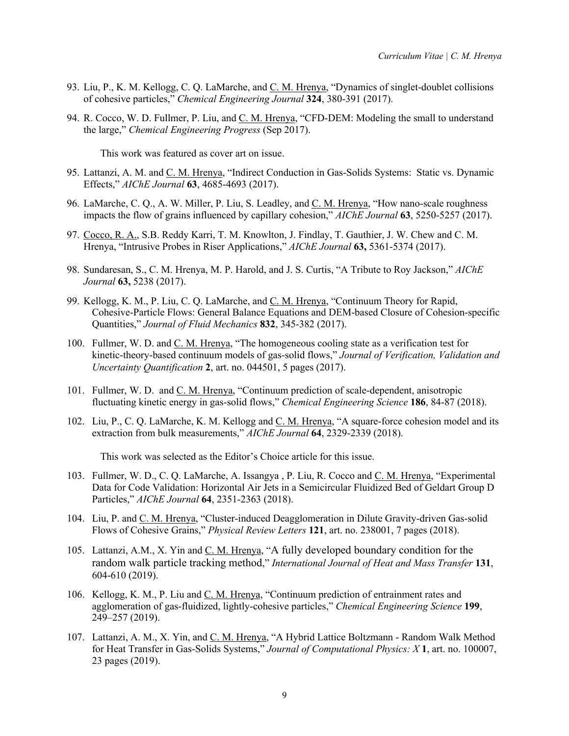93. Liu, P., K. M. Kellogg, C. Q. LaMarche, and C. M. Hrenya, "Dynamics of singlet-doublet collisions of cohesive particles," *Chemical Engineering Journal* **324**, 380-391 (2017).

94. R. Cocco, W. D. Fullmer, P. Liu, and C. M. Hrenya, "CFD-DEM: Modeling the small to understand the large," *Chemical Engineering Progress* (Sep 2017).

    This work was featured as cover art on issue.

95. Lattanzi, A. M. and C. M. Hrenya, "Indirect Conduction in Gas-Solids Systems: Static vs. Dynamic Effects," *AIChE Journal* **63**, 4685-4693 (2017).

96. LaMarche, C. Q., A. W. Miller, P. Liu, S. Leadley, and C. M. Hrenya, "How nano-scale roughness impacts the flow of grains influenced by capillary cohesion," *AIChE Journal* **63**, 5250-5257 (2017).

97. Cocco, R. A., S.B. Reddy Karri, T. M. Knowlton, J. Findlay, T. Gauthier, J. W. Chew and C. M. Hrenya, "Intrusive Probes in Riser Applications," *AIChE Journal* **63,** 5361-5374 (2017).

98. Sundaresan, S., C. M. Hrenya, M. P. Harold, and J. S. Curtis, "A Tribute to Roy Jackson," *AIChE Journal* **63,** 5238 (2017).

99. Kellogg, K. M., P. Liu, C. Q. LaMarche, and C. M. Hrenya, "Continuum Theory for Rapid, Cohesive-Particle Flows: General Balance Equations and DEM-based Closure of Cohesion-specific Quantities," *Journal of Fluid Mechanics* **832**, 345-382 (2017).

100. Fullmer, W. D. and C. M. Hrenya, "The homogeneous cooling state as a verification test for kinetic-theory-based continuum models of gas-solid flows," *Journal of Verification, Validation and Uncertainty Quantification* **2**, art. no. 044501, 5 pages (2017).

101. Fullmer, W. D. and C. M. Hrenya, "Continuum prediction of scale-dependent, anisotropic fluctuating kinetic energy in gas-solid flows," *Chemical Engineering Science* **186**, 84-87 (2018).

102. Liu, P., C. Q. LaMarche, K. M. Kellogg and C. M. Hrenya, "A square-force cohesion model and its extraction from bulk measurements," *AIChE Journal* **64**, 2329-2339 (2018).

    This work was selected as the Editor's Choice article for this issue.

103. Fullmer, W. D., C. Q. LaMarche, A. Issangya , P. Liu, R. Cocco and C. M. Hrenya, "Experimental Data for Code Validation: Horizontal Air Jets in a Semicircular Fluidized Bed of Geldart Group D Particles," *AIChE Journal* **64**, 2351-2363 (2018).

104. Liu, P. and C. M. Hrenya, "Cluster-induced Deagglomeration in Dilute Gravity-driven Gas-solid Flows of Cohesive Grains," *Physical Review Letters* **121**, art. no. 238001, 7 pages (2018).

105. Lattanzi, A.M., X. Yin and C. M. Hrenya, "A fully developed boundary condition for the random walk particle tracking method," *International Journal of Heat and Mass Transfer* **131**, 604-610 (2019).

106. Kellogg, K. M., P. Liu and C. M. Hrenya, "Continuum prediction of entrainment rates and agglomeration of gas-fluidized, lightly-cohesive particles," *Chemical Engineering Science* **199**, 249–257 (2019).

107. Lattanzi, A. M., X. Yin, and C. M. Hrenya, "A Hybrid Lattice Boltzmann - Random Walk Method for Heat Transfer in Gas-Solids Systems," *Journal of Computational Physics: X* **1**, art. no. 100007, 23 pages (2019).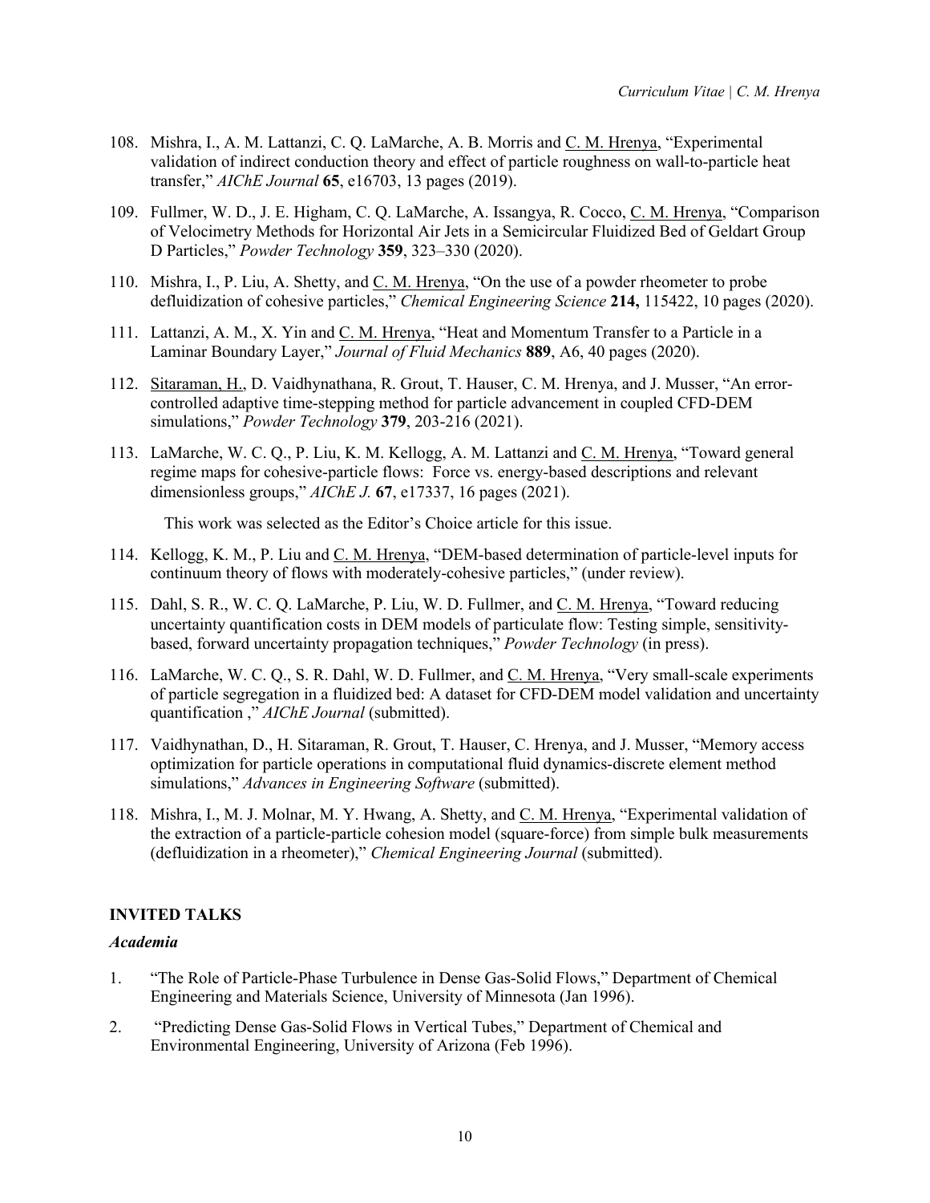108. Mishra, I., A. M. Lattanzi, C. Q. LaMarche, A. B. Morris and C. M. Hrenya, "Experimental validation of indirect conduction theory and effect of particle roughness on wall-to-particle heat transfer," *AIChE Journal* **65**, e16703, 13 pages (2019).

109. Fullmer, W. D., J. E. Higham, C. Q. LaMarche, A. Issangya, R. Cocco, C. M. Hrenya, "Comparison of Velocimetry Methods for Horizontal Air Jets in a Semicircular Fluidized Bed of Geldart Group D Particles," *Powder Technology* **359**, 323–330 (2020).

110. Mishra, I., P. Liu, A. Shetty, and C. M. Hrenya, "On the use of a powder rheometer to probe defluidization of cohesive particles," *Chemical Engineering Science* **214,** 115422, 10 pages (2020).

111. Lattanzi, A. M., X. Yin and C. M. Hrenya, "Heat and Momentum Transfer to a Particle in a Laminar Boundary Layer," *Journal of Fluid Mechanics* **889**, A6, 40 pages (2020).

112. Sitaraman, H., D. Vaidhynathana, R. Grout, T. Hauser, C. M. Hrenya, and J. Musser, "An error-controlled adaptive time-stepping method for particle advancement in coupled CFD-DEM simulations," *Powder Technology* **379**, 203-216 (2021).

113. LaMarche, W. C. Q., P. Liu, K. M. Kellogg, A. M. Lattanzi and C. M. Hrenya, "Toward general regime maps for cohesive-particle flows: Force vs. energy-based descriptions and relevant dimensionless groups," *AIChE J.* **67**, e17337, 16 pages (2021).

    This work was selected as the Editor's Choice article for this issue.

114. Kellogg, K. M., P. Liu and C. M. Hrenya, "DEM-based determination of particle-level inputs for continuum theory of flows with moderately-cohesive particles," (under review).

115. Dahl, S. R., W. C. Q. LaMarche, P. Liu, W. D. Fullmer, and C. M. Hrenya, "Toward reducing uncertainty quantification costs in DEM models of particulate flow: Testing simple, sensitivity-based, forward uncertainty propagation techniques," *Powder Technology* (in press).

116. LaMarche, W. C. Q., S. R. Dahl, W. D. Fullmer, and C. M. Hrenya, "Very small-scale experiments of particle segregation in a fluidized bed: A dataset for CFD-DEM model validation and uncertainty quantification ," *AIChE Journal* (submitted).

117. Vaidhynathan, D., H. Sitaraman, R. Grout, T. Hauser, C. Hrenya, and J. Musser, "Memory access optimization for particle operations in computational fluid dynamics-discrete element method simulations," *Advances in Engineering Software* (submitted).

118. Mishra, I., M. J. Molnar, M. Y. Hwang, A. Shetty, and C. M. Hrenya, "Experimental validation of the extraction of a particle-particle cohesion model (square-force) from simple bulk measurements (defluidization in a rheometer)," *Chemical Engineering Journal* (submitted).

## INVITED TALKS

### *Academia*

1. "The Role of Particle-Phase Turbulence in Dense Gas-Solid Flows," Department of Chemical Engineering and Materials Science, University of Minnesota (Jan 1996).

2. "Predicting Dense Gas-Solid Flows in Vertical Tubes," Department of Chemical and Environmental Engineering, University of Arizona (Feb 1996).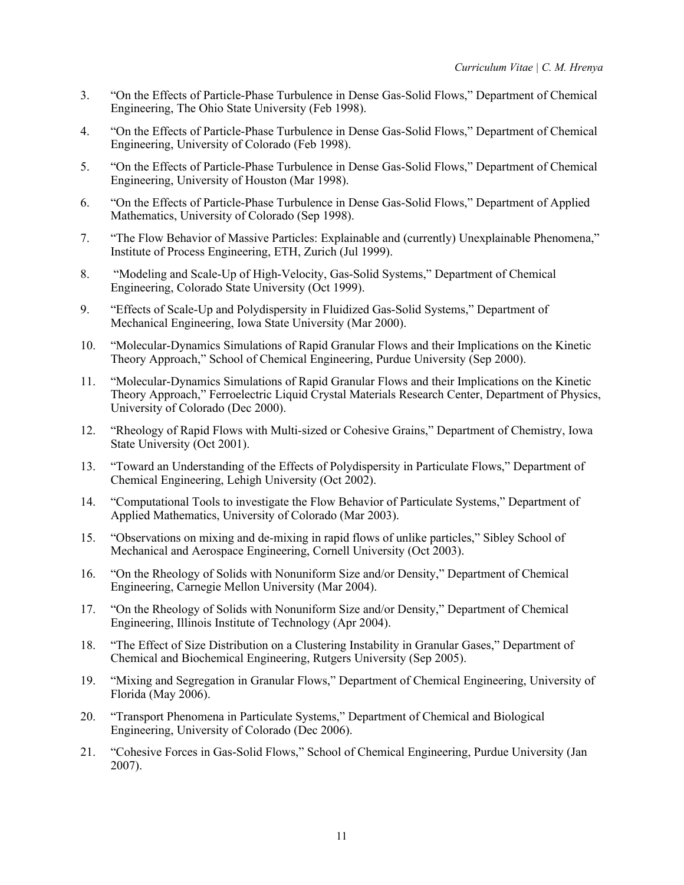3. “On the Effects of Particle-Phase Turbulence in Dense Gas-Solid Flows,” Department of Chemical Engineering, The Ohio State University (Feb 1998).

4. “On the Effects of Particle-Phase Turbulence in Dense Gas-Solid Flows,” Department of Chemical Engineering, University of Colorado (Feb 1998).

5. “On the Effects of Particle-Phase Turbulence in Dense Gas-Solid Flows,” Department of Chemical Engineering, University of Houston (Mar 1998).

6. “On the Effects of Particle-Phase Turbulence in Dense Gas-Solid Flows,” Department of Applied Mathematics, University of Colorado (Sep 1998).

7. “The Flow Behavior of Massive Particles: Explainable and (currently) Unexplainable Phenomena,” Institute of Process Engineering, ETH, Zurich (Jul 1999).

8. “Modeling and Scale-Up of High-Velocity, Gas-Solid Systems,” Department of Chemical Engineering, Colorado State University (Oct 1999).

9. “Effects of Scale-Up and Polydispersity in Fluidized Gas-Solid Systems,” Department of Mechanical Engineering, Iowa State University (Mar 2000).

10. “Molecular-Dynamics Simulations of Rapid Granular Flows and their Implications on the Kinetic Theory Approach,” School of Chemical Engineering, Purdue University (Sep 2000).

11. “Molecular-Dynamics Simulations of Rapid Granular Flows and their Implications on the Kinetic Theory Approach,” Ferroelectric Liquid Crystal Materials Research Center, Department of Physics, University of Colorado (Dec 2000).

12. “Rheology of Rapid Flows with Multi-sized or Cohesive Grains,” Department of Chemistry, Iowa State University (Oct 2001).

13. “Toward an Understanding of the Effects of Polydispersity in Particulate Flows,” Department of Chemical Engineering, Lehigh University (Oct 2002).

14. “Computational Tools to investigate the Flow Behavior of Particulate Systems,” Department of Applied Mathematics, University of Colorado (Mar 2003).

15. “Observations on mixing and de-mixing in rapid flows of unlike particles,” Sibley School of Mechanical and Aerospace Engineering, Cornell University (Oct 2003).

16. “On the Rheology of Solids with Nonuniform Size and/or Density,” Department of Chemical Engineering, Carnegie Mellon University (Mar 2004).

17. “On the Rheology of Solids with Nonuniform Size and/or Density,” Department of Chemical Engineering, Illinois Institute of Technology (Apr 2004).

18. “The Effect of Size Distribution on a Clustering Instability in Granular Gases,” Department of Chemical and Biochemical Engineering, Rutgers University (Sep 2005).

19. “Mixing and Segregation in Granular Flows,” Department of Chemical Engineering, University of Florida (May 2006).

20. “Transport Phenomena in Particulate Systems,” Department of Chemical and Biological Engineering, University of Colorado (Dec 2006).

21. “Cohesive Forces in Gas-Solid Flows,” School of Chemical Engineering, Purdue University (Jan 2007).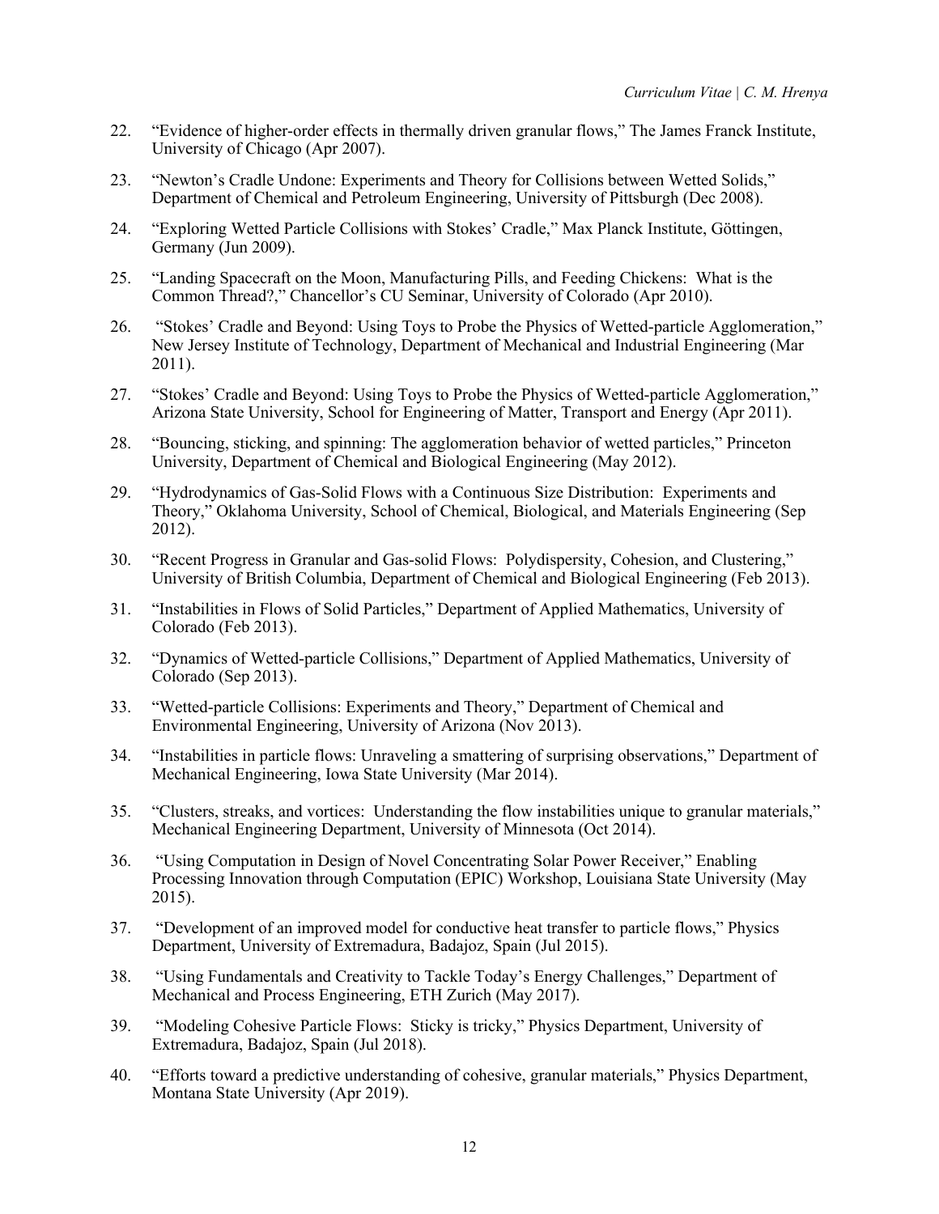22. "Evidence of higher-order effects in thermally driven granular flows," The James Franck Institute, University of Chicago (Apr 2007).
23. "Newton's Cradle Undone: Experiments and Theory for Collisions between Wetted Solids," Department of Chemical and Petroleum Engineering, University of Pittsburgh (Dec 2008).
24. "Exploring Wetted Particle Collisions with Stokes' Cradle," Max Planck Institute, Göttingen, Germany (Jun 2009).
25. "Landing Spacecraft on the Moon, Manufacturing Pills, and Feeding Chickens: What is the Common Thread?," Chancellor's CU Seminar, University of Colorado (Apr 2010).
26. "Stokes' Cradle and Beyond: Using Toys to Probe the Physics of Wetted-particle Agglomeration," New Jersey Institute of Technology, Department of Mechanical and Industrial Engineering (Mar 2011).
27. "Stokes' Cradle and Beyond: Using Toys to Probe the Physics of Wetted-particle Agglomeration," Arizona State University, School for Engineering of Matter, Transport and Energy (Apr 2011).
28. "Bouncing, sticking, and spinning: The agglomeration behavior of wetted particles," Princeton University, Department of Chemical and Biological Engineering (May 2012).
29. "Hydrodynamics of Gas-Solid Flows with a Continuous Size Distribution: Experiments and Theory," Oklahoma University, School of Chemical, Biological, and Materials Engineering (Sep 2012).
30. "Recent Progress in Granular and Gas-solid Flows: Polydispersity, Cohesion, and Clustering," University of British Columbia, Department of Chemical and Biological Engineering (Feb 2013).
31. "Instabilities in Flows of Solid Particles," Department of Applied Mathematics, University of Colorado (Feb 2013).
32. "Dynamics of Wetted-particle Collisions," Department of Applied Mathematics, University of Colorado (Sep 2013).
33. "Wetted-particle Collisions: Experiments and Theory," Department of Chemical and Environmental Engineering, University of Arizona (Nov 2013).
34. "Instabilities in particle flows: Unraveling a smattering of surprising observations," Department of Mechanical Engineering, Iowa State University (Mar 2014).
35. "Clusters, streaks, and vortices: Understanding the flow instabilities unique to granular materials," Mechanical Engineering Department, University of Minnesota (Oct 2014).
36. "Using Computation in Design of Novel Concentrating Solar Power Receiver," Enabling Processing Innovation through Computation (EPIC) Workshop, Louisiana State University (May 2015).
37. "Development of an improved model for conductive heat transfer to particle flows," Physics Department, University of Extremadura, Badajoz, Spain (Jul 2015).
38. "Using Fundamentals and Creativity to Tackle Today's Energy Challenges," Department of Mechanical and Process Engineering, ETH Zurich (May 2017).
39. "Modeling Cohesive Particle Flows: Sticky is tricky," Physics Department, University of Extremadura, Badajoz, Spain (Jul 2018).
40. "Efforts toward a predictive understanding of cohesive, granular materials," Physics Department, Montana State University (Apr 2019).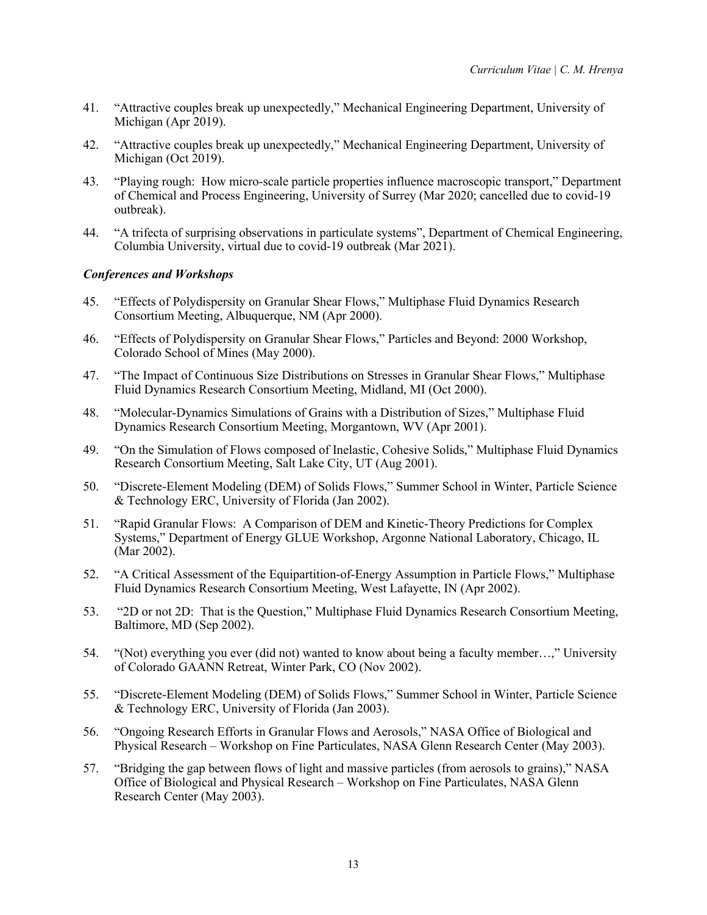41. "Attractive couples break up unexpectedly," Mechanical Engineering Department, University of Michigan (Apr 2019).

42. "Attractive couples break up unexpectedly," Mechanical Engineering Department, University of Michigan (Oct 2019).

43. "Playing rough: How micro-scale particle properties influence macroscopic transport," Department of Chemical and Process Engineering, University of Surrey (Mar 2020; cancelled due to covid-19 outbreak).

44. "A trifecta of surprising observations in particulate systems", Department of Chemical Engineering, Columbia University, virtual due to covid-19 outbreak (Mar 2021).

***Conferences and Workshops***

45. "Effects of Polydispersity on Granular Shear Flows," Multiphase Fluid Dynamics Research Consortium Meeting, Albuquerque, NM (Apr 2000).

46. "Effects of Polydispersity on Granular Shear Flows," Particles and Beyond: 2000 Workshop, Colorado School of Mines (May 2000).

47. "The Impact of Continuous Size Distributions on Stresses in Granular Shear Flows," Multiphase Fluid Dynamics Research Consortium Meeting, Midland, MI (Oct 2000).

48. "Molecular-Dynamics Simulations of Grains with a Distribution of Sizes," Multiphase Fluid Dynamics Research Consortium Meeting, Morgantown, WV (Apr 2001).

49. "On the Simulation of Flows composed of Inelastic, Cohesive Solids," Multiphase Fluid Dynamics Research Consortium Meeting, Salt Lake City, UT (Aug 2001).

50. "Discrete-Element Modeling (DEM) of Solids Flows," Summer School in Winter, Particle Science & Technology ERC, University of Florida (Jan 2002).

51. "Rapid Granular Flows: A Comparison of DEM and Kinetic-Theory Predictions for Complex Systems," Department of Energy GLUE Workshop, Argonne National Laboratory, Chicago, IL (Mar 2002).

52. "A Critical Assessment of the Equipartition-of-Energy Assumption in Particle Flows," Multiphase Fluid Dynamics Research Consortium Meeting, West Lafayette, IN (Apr 2002).

53. "2D or not 2D: That is the Question," Multiphase Fluid Dynamics Research Consortium Meeting, Baltimore, MD (Sep 2002).

54. "(Not) everything you ever (did not) wanted to know about being a faculty member…," University of Colorado GAANN Retreat, Winter Park, CO (Nov 2002).

55. "Discrete-Element Modeling (DEM) of Solids Flows," Summer School in Winter, Particle Science & Technology ERC, University of Florida (Jan 2003).

56. "Ongoing Research Efforts in Granular Flows and Aerosols," NASA Office of Biological and Physical Research – Workshop on Fine Particulates, NASA Glenn Research Center (May 2003).

57. "Bridging the gap between flows of light and massive particles (from aerosols to grains)," NASA Office of Biological and Physical Research – Workshop on Fine Particulates, NASA Glenn Research Center (May 2003).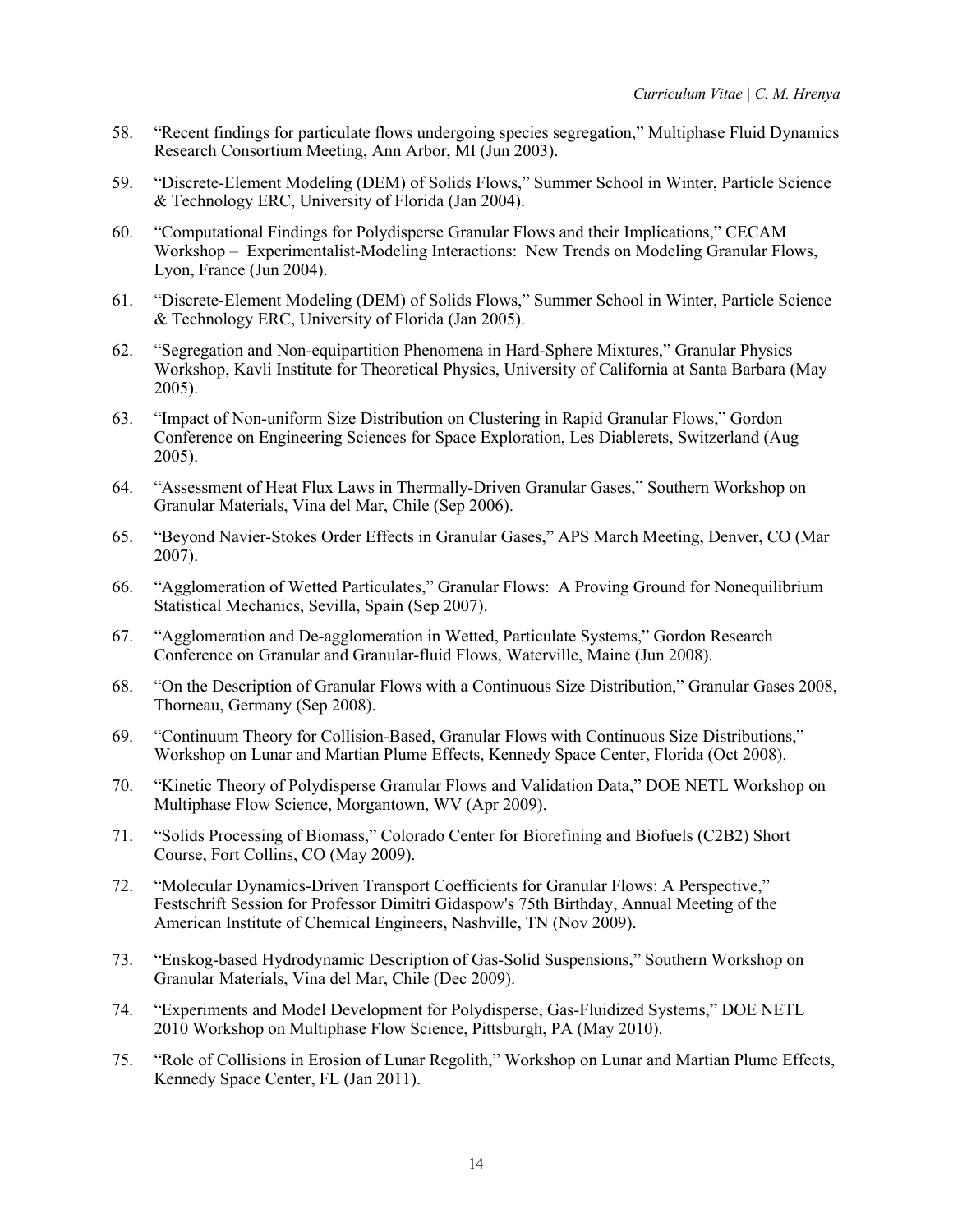58. "Recent findings for particulate flows undergoing species segregation," Multiphase Fluid Dynamics Research Consortium Meeting, Ann Arbor, MI (Jun 2003).

59. "Discrete-Element Modeling (DEM) of Solids Flows," Summer School in Winter, Particle Science & Technology ERC, University of Florida (Jan 2004).

60. "Computational Findings for Polydisperse Granular Flows and their Implications," CECAM Workshop – Experimentalist-Modeling Interactions: New Trends on Modeling Granular Flows, Lyon, France (Jun 2004).

61. "Discrete-Element Modeling (DEM) of Solids Flows," Summer School in Winter, Particle Science & Technology ERC, University of Florida (Jan 2005).

62. "Segregation and Non-equipartition Phenomena in Hard-Sphere Mixtures," Granular Physics Workshop, Kavli Institute for Theoretical Physics, University of California at Santa Barbara (May 2005).

63. "Impact of Non-uniform Size Distribution on Clustering in Rapid Granular Flows," Gordon Conference on Engineering Sciences for Space Exploration, Les Diablerets, Switzerland (Aug 2005).

64. "Assessment of Heat Flux Laws in Thermally-Driven Granular Gases," Southern Workshop on Granular Materials, Vina del Mar, Chile (Sep 2006).

65. "Beyond Navier-Stokes Order Effects in Granular Gases," APS March Meeting, Denver, CO (Mar 2007).

66. "Agglomeration of Wetted Particulates," Granular Flows: A Proving Ground for Nonequilibrium Statistical Mechanics, Sevilla, Spain (Sep 2007).

67. "Agglomeration and De-agglomeration in Wetted, Particulate Systems," Gordon Research Conference on Granular and Granular-fluid Flows, Waterville, Maine (Jun 2008).

68. "On the Description of Granular Flows with a Continuous Size Distribution," Granular Gases 2008, Thorneau, Germany (Sep 2008).

69. "Continuum Theory for Collision-Based, Granular Flows with Continuous Size Distributions," Workshop on Lunar and Martian Plume Effects, Kennedy Space Center, Florida (Oct 2008).

70. "Kinetic Theory of Polydisperse Granular Flows and Validation Data," DOE NETL Workshop on Multiphase Flow Science, Morgantown, WV (Apr 2009).

71. "Solids Processing of Biomass," Colorado Center for Biorefining and Biofuels (C2B2) Short Course, Fort Collins, CO (May 2009).

72. "Molecular Dynamics-Driven Transport Coefficients for Granular Flows: A Perspective," Festschrift Session for Professor Dimitri Gidaspow's 75th Birthday, Annual Meeting of the American Institute of Chemical Engineers, Nashville, TN (Nov 2009).

73. "Enskog-based Hydrodynamic Description of Gas-Solid Suspensions," Southern Workshop on Granular Materials, Vina del Mar, Chile (Dec 2009).

74. "Experiments and Model Development for Polydisperse, Gas-Fluidized Systems," DOE NETL 2010 Workshop on Multiphase Flow Science, Pittsburgh, PA (May 2010).

75. "Role of Collisions in Erosion of Lunar Regolith," Workshop on Lunar and Martian Plume Effects, Kennedy Space Center, FL (Jan 2011).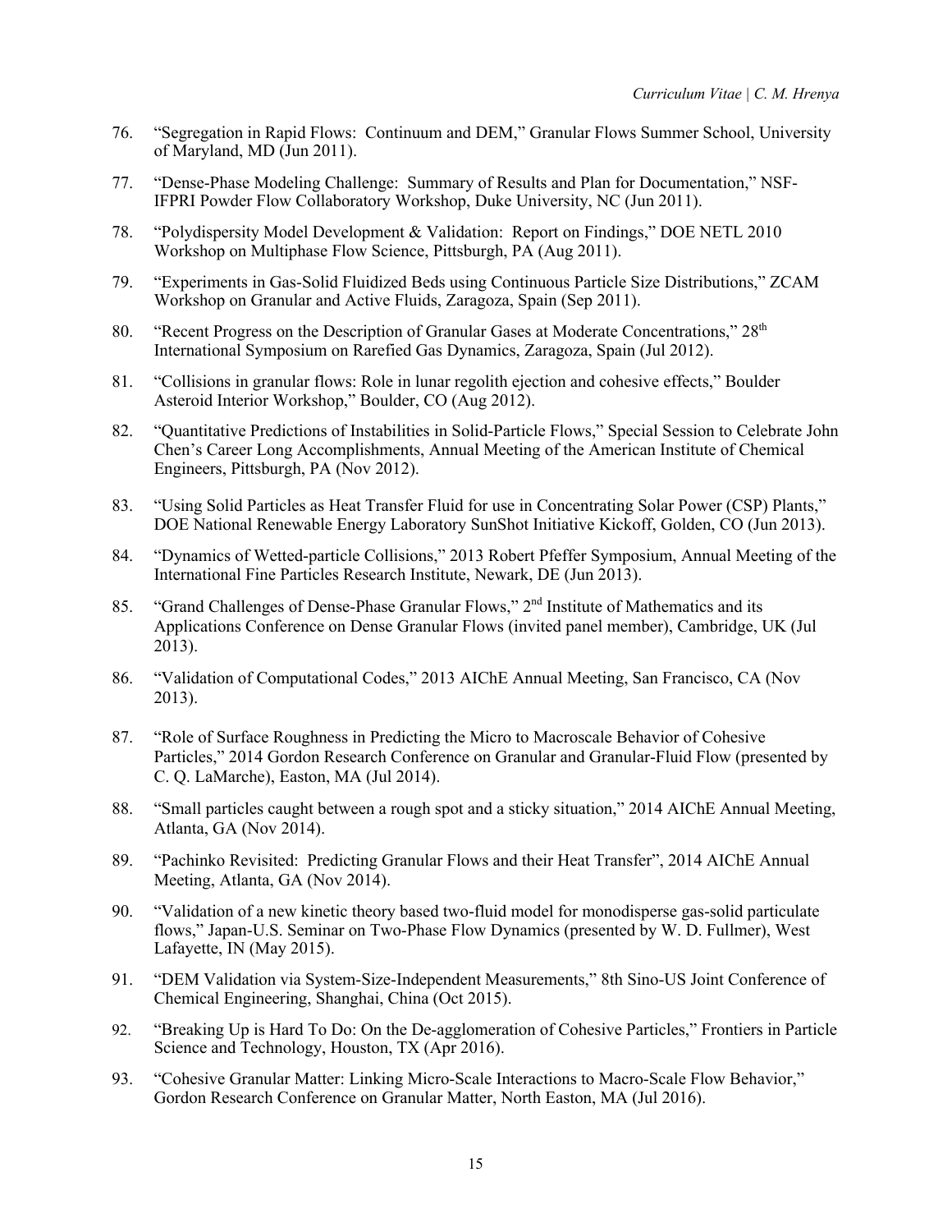76. "Segregation in Rapid Flows: Continuum and DEM," Granular Flows Summer School, University of Maryland, MD (Jun 2011).
77. "Dense-Phase Modeling Challenge: Summary of Results and Plan for Documentation," NSF-IFPRI Powder Flow Collaboratory Workshop, Duke University, NC (Jun 2011).
78. "Polydispersity Model Development & Validation: Report on Findings," DOE NETL 2010 Workshop on Multiphase Flow Science, Pittsburgh, PA (Aug 2011).
79. "Experiments in Gas-Solid Fluidized Beds using Continuous Particle Size Distributions," ZCAM Workshop on Granular and Active Fluids, Zaragoza, Spain (Sep 2011).
80. "Recent Progress on the Description of Granular Gases at Moderate Concentrations," 28th International Symposium on Rarefied Gas Dynamics, Zaragoza, Spain (Jul 2012).
81. "Collisions in granular flows: Role in lunar regolith ejection and cohesive effects," Boulder Asteroid Interior Workshop," Boulder, CO (Aug 2012).
82. "Quantitative Predictions of Instabilities in Solid-Particle Flows," Special Session to Celebrate John Chen's Career Long Accomplishments, Annual Meeting of the American Institute of Chemical Engineers, Pittsburgh, PA (Nov 2012).
83. "Using Solid Particles as Heat Transfer Fluid for use in Concentrating Solar Power (CSP) Plants," DOE National Renewable Energy Laboratory SunShot Initiative Kickoff, Golden, CO (Jun 2013).
84. "Dynamics of Wetted-particle Collisions," 2013 Robert Pfeffer Symposium, Annual Meeting of the International Fine Particles Research Institute, Newark, DE (Jun 2013).
85. "Grand Challenges of Dense-Phase Granular Flows," 2nd Institute of Mathematics and its Applications Conference on Dense Granular Flows (invited panel member), Cambridge, UK (Jul 2013).
86. "Validation of Computational Codes," 2013 AIChE Annual Meeting, San Francisco, CA (Nov 2013).
87. "Role of Surface Roughness in Predicting the Micro to Macroscale Behavior of Cohesive Particles," 2014 Gordon Research Conference on Granular and Granular-Fluid Flow (presented by C. Q. LaMarche), Easton, MA (Jul 2014).
88. "Small particles caught between a rough spot and a sticky situation," 2014 AIChE Annual Meeting, Atlanta, GA (Nov 2014).
89. "Pachinko Revisited: Predicting Granular Flows and their Heat Transfer", 2014 AIChE Annual Meeting, Atlanta, GA (Nov 2014).
90. "Validation of a new kinetic theory based two-fluid model for monodisperse gas-solid particulate flows," Japan-U.S. Seminar on Two-Phase Flow Dynamics (presented by W. D. Fullmer), West Lafayette, IN (May 2015).
91. "DEM Validation via System-Size-Independent Measurements," 8th Sino-US Joint Conference of Chemical Engineering, Shanghai, China (Oct 2015).
92. "Breaking Up is Hard To Do: On the De-agglomeration of Cohesive Particles," Frontiers in Particle Science and Technology, Houston, TX (Apr 2016).
93. "Cohesive Granular Matter: Linking Micro-Scale Interactions to Macro-Scale Flow Behavior," Gordon Research Conference on Granular Matter, North Easton, MA (Jul 2016).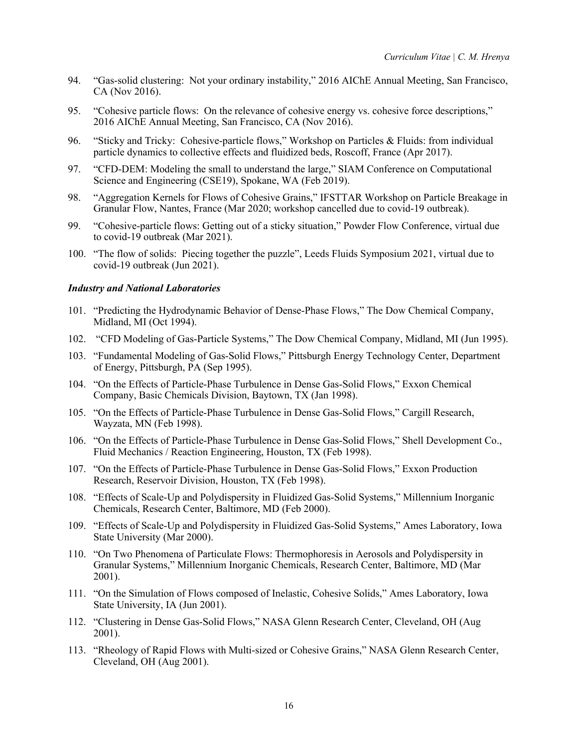94. "Gas-solid clustering: Not your ordinary instability," 2016 AIChE Annual Meeting, San Francisco, CA (Nov 2016).

95. "Cohesive particle flows: On the relevance of cohesive energy vs. cohesive force descriptions," 2016 AIChE Annual Meeting, San Francisco, CA (Nov 2016).

96. "Sticky and Tricky: Cohesive-particle flows," Workshop on Particles & Fluids: from individual particle dynamics to collective effects and fluidized beds, Roscoff, France (Apr 2017).

97. "CFD-DEM: Modeling the small to understand the large," SIAM Conference on Computational Science and Engineering (CSE19), Spokane, WA (Feb 2019).

98. "Aggregation Kernels for Flows of Cohesive Grains," IFSTTAR Workshop on Particle Breakage in Granular Flow, Nantes, France (Mar 2020; workshop cancelled due to covid-19 outbreak).

99. "Cohesive-particle flows: Getting out of a sticky situation," Powder Flow Conference, virtual due to covid-19 outbreak (Mar 2021).

100. "The flow of solids: Piecing together the puzzle", Leeds Fluids Symposium 2021, virtual due to covid-19 outbreak (Jun 2021).

***Industry and National Laboratories***

101. "Predicting the Hydrodynamic Behavior of Dense-Phase Flows," The Dow Chemical Company, Midland, MI (Oct 1994).

102. "CFD Modeling of Gas-Particle Systems," The Dow Chemical Company, Midland, MI (Jun 1995).

103. "Fundamental Modeling of Gas-Solid Flows," Pittsburgh Energy Technology Center, Department of Energy, Pittsburgh, PA (Sep 1995).

104. "On the Effects of Particle-Phase Turbulence in Dense Gas-Solid Flows," Exxon Chemical Company, Basic Chemicals Division, Baytown, TX (Jan 1998).

105. "On the Effects of Particle-Phase Turbulence in Dense Gas-Solid Flows," Cargill Research, Wayzata, MN (Feb 1998).

106. "On the Effects of Particle-Phase Turbulence in Dense Gas-Solid Flows," Shell Development Co., Fluid Mechanics / Reaction Engineering, Houston, TX (Feb 1998).

107. "On the Effects of Particle-Phase Turbulence in Dense Gas-Solid Flows," Exxon Production Research, Reservoir Division, Houston, TX (Feb 1998).

108. "Effects of Scale-Up and Polydispersity in Fluidized Gas-Solid Systems," Millennium Inorganic Chemicals, Research Center, Baltimore, MD (Feb 2000).

109. "Effects of Scale-Up and Polydispersity in Fluidized Gas-Solid Systems," Ames Laboratory, Iowa State University (Mar 2000).

110. "On Two Phenomena of Particulate Flows: Thermophoresis in Aerosols and Polydispersity in Granular Systems," Millennium Inorganic Chemicals, Research Center, Baltimore, MD (Mar 2001).

111. "On the Simulation of Flows composed of Inelastic, Cohesive Solids," Ames Laboratory, Iowa State University, IA (Jun 2001).

112. "Clustering in Dense Gas-Solid Flows," NASA Glenn Research Center, Cleveland, OH (Aug 2001).

113. "Rheology of Rapid Flows with Multi-sized or Cohesive Grains," NASA Glenn Research Center, Cleveland, OH (Aug 2001).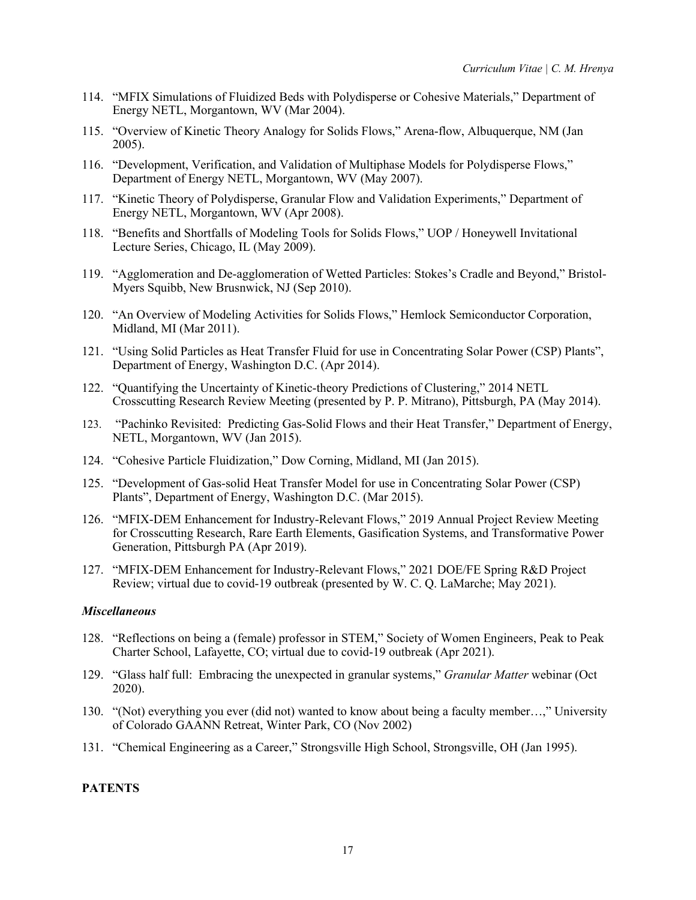114. "MFIX Simulations of Fluidized Beds with Polydisperse or Cohesive Materials," Department of Energy NETL, Morgantown, WV (Mar 2004).

115. "Overview of Kinetic Theory Analogy for Solids Flows," Arena-flow, Albuquerque, NM (Jan 2005).

116. "Development, Verification, and Validation of Multiphase Models for Polydisperse Flows," Department of Energy NETL, Morgantown, WV (May 2007).

117. "Kinetic Theory of Polydisperse, Granular Flow and Validation Experiments," Department of Energy NETL, Morgantown, WV (Apr 2008).

118. "Benefits and Shortfalls of Modeling Tools for Solids Flows," UOP / Honeywell Invitational Lecture Series, Chicago, IL (May 2009).

119. "Agglomeration and De-agglomeration of Wetted Particles: Stokes's Cradle and Beyond," Bristol-Myers Squibb, New Brusnwick, NJ (Sep 2010).

120. "An Overview of Modeling Activities for Solids Flows," Hemlock Semiconductor Corporation, Midland, MI (Mar 2011).

121. "Using Solid Particles as Heat Transfer Fluid for use in Concentrating Solar Power (CSP) Plants", Department of Energy, Washington D.C. (Apr 2014).

122. "Quantifying the Uncertainty of Kinetic-theory Predictions of Clustering," 2014 NETL Crosscutting Research Review Meeting (presented by P. P. Mitrano), Pittsburgh, PA (May 2014).

123. "Pachinko Revisited: Predicting Gas-Solid Flows and their Heat Transfer," Department of Energy, NETL, Morgantown, WV (Jan 2015).

124. "Cohesive Particle Fluidization," Dow Corning, Midland, MI (Jan 2015).

125. "Development of Gas-solid Heat Transfer Model for use in Concentrating Solar Power (CSP) Plants", Department of Energy, Washington D.C. (Mar 2015).

126. "MFIX-DEM Enhancement for Industry-Relevant Flows," 2019 Annual Project Review Meeting for Crosscutting Research, Rare Earth Elements, Gasification Systems, and Transformative Power Generation, Pittsburgh PA (Apr 2019).

127. "MFIX-DEM Enhancement for Industry-Relevant Flows," 2021 DOE/FE Spring R&D Project Review; virtual due to covid-19 outbreak (presented by W. C. Q. LaMarche; May 2021).

### *Miscellaneous*

128. "Reflections on being a (female) professor in STEM," Society of Women Engineers, Peak to Peak Charter School, Lafayette, CO; virtual due to covid-19 outbreak (Apr 2021).

129. "Glass half full: Embracing the unexpected in granular systems," *Granular Matter* webinar (Oct 2020).

130. "(Not) everything you ever (did not) wanted to know about being a faculty member…," University of Colorado GAANN Retreat, Winter Park, CO (Nov 2002)

131. "Chemical Engineering as a Career," Strongsville High School, Strongsville, OH (Jan 1995).

## PATENTS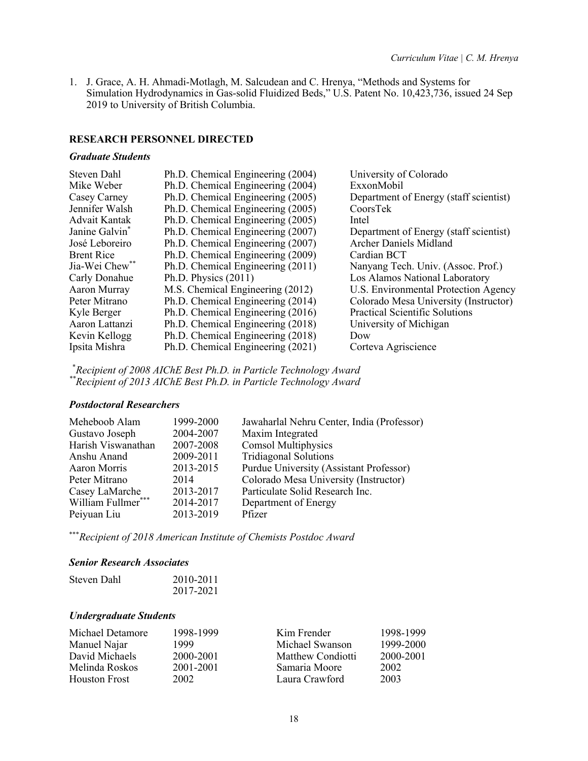1. J. Grace, A. H. Ahmadi-Motlagh, M. Salcudean and C. Hrenya, "Methods and Systems for Simulation Hydrodynamics in Gas-solid Fluidized Beds," U.S. Patent No. 10,423,736, issued 24 Sep 2019 to University of British Columbia.

## RESEARCH PERSONNEL DIRECTED

### *Graduate Students*

| | | |
|---|---|---|
| Steven Dahl | Ph.D. Chemical Engineering (2004) | University of Colorado |
| Mike Weber | Ph.D. Chemical Engineering (2004) | ExxonMobil |
| Casey Carney | Ph.D. Chemical Engineering (2005) | Department of Energy (staff scientist) |
| Jennifer Walsh | Ph.D. Chemical Engineering (2005) | CoorsTek |
| Advait Kantak | Ph.D. Chemical Engineering (2005) | Intel |
| Janine Galvin* | Ph.D. Chemical Engineering (2007) | Department of Energy (staff scientist) |
| José Leboreiro | Ph.D. Chemical Engineering (2007) | Archer Daniels Midland |
| Brent Rice | Ph.D. Chemical Engineering (2009) | Cardian BCT |
| Jia-Wei Chew** | Ph.D. Chemical Engineering (2011) | Nanyang Tech. Univ. (Assoc. Prof.) |
| Carly Donahue | Ph.D. Physics (2011) | Los Alamos National Laboratory |
| Aaron Murray | M.S. Chemical Engineering (2012) | U.S. Environmental Protection Agency |
| Peter Mitrano | Ph.D. Chemical Engineering (2014) | Colorado Mesa University (Instructor) |
| Kyle Berger | Ph.D. Chemical Engineering (2016) | Practical Scientific Solutions |
| Aaron Lattanzi | Ph.D. Chemical Engineering (2018) | University of Michigan |
| Kevin Kellogg | Ph.D. Chemical Engineering (2018) | Dow |
| Ipsita Mishra | Ph.D. Chemical Engineering (2021) | Corteva Agriscience |

*\*Recipient of 2008 AIChE Best Ph.D. in Particle Technology Award*
*\*\*Recipient of 2013 AIChE Best Ph.D. in Particle Technology Award*

### *Postdoctoral Researchers*

| | | |
|---|---|---|
| Meheboob Alam | 1999-2000 | Jawaharlal Nehru Center, India (Professor) |
| Gustavo Joseph | 2004-2007 | Maxim Integrated |
| Harish Viswanathan | 2007-2008 | Comsol Multiphysics |
| Anshu Anand | 2009-2011 | Tridiagonal Solutions |
| Aaron Morris | 2013-2015 | Purdue University (Assistant Professor) |
| Peter Mitrano | 2014 | Colorado Mesa University (Instructor) |
| Casey LaMarche | 2013-2017 | Particulate Solid Research Inc. |
| William Fullmer*** | 2014-2017 | Department of Energy |
| Peiyuan Liu | 2013-2019 | Pfizer |

*\*\*\*Recipient of 2018 American Institute of Chemists Postdoc Award*

### *Senior Research Associates*

| | |
|---|---|
| Steven Dahl | 2010-2011 |
| | 2017-2021 |

### *Undergraduate Students*

| | | | |
|---|---|---|---|
| Michael Detamore | 1998-1999 | Kim Frender | 1998-1999 |
| Manuel Najar | 1999 | Michael Swanson | 1999-2000 |
| David Michaels | 2000-2001 | Matthew Condiotti | 2000-2001 |
| Melinda Roskos | 2001-2001 | Samaria Moore | 2002 |
| Houston Frost | 2002 | Laura Crawford | 2003 |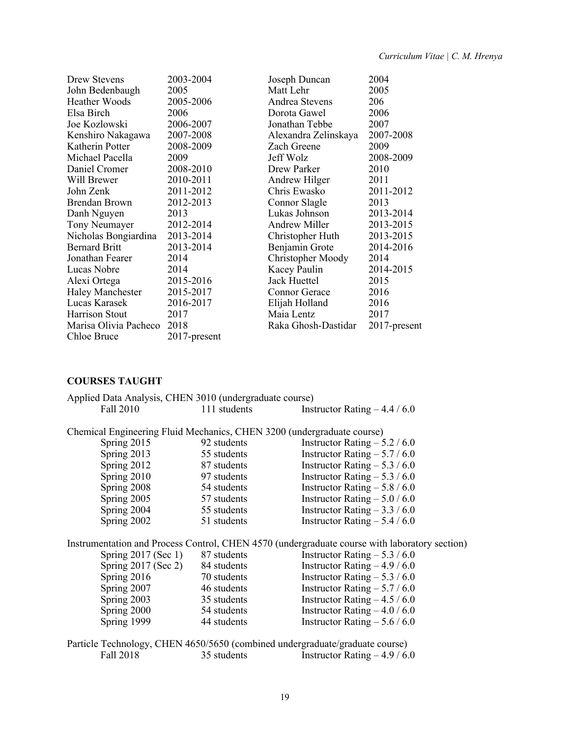| | | | |
|---|---|---|---|
| Drew Stevens | 2003-2004 | Joseph Duncan | 2004 |
| John Bedenbaugh | 2005 | Matt Lehr | 2005 |
| Heather Woods | 2005-2006 | Andrea Stevens | 206 |
| Elsa Birch | 2006 | Dorota Gawel | 2006 |
| Joe Kozlowski | 2006-2007 | Jonathan Tebbe | 2007 |
| Kenshiro Nakagawa | 2007-2008 | Alexandra Zelinskaya | 2007-2008 |
| Katherin Potter | 2008-2009 | Zach Greene | 2009 |
| Michael Pacella | 2009 | Jeff Wolz | 2008-2009 |
| Daniel Cromer | 2008-2010 | Drew Parker | 2010 |
| Will Brewer | 2010-2011 | Andrew Hilger | 2011 |
| John Zenk | 2011-2012 | Chris Ewasko | 2011-2012 |
| Brendan Brown | 2012-2013 | Connor Slagle | 2013 |
| Danh Nguyen | 2013 | Lukas Johnson | 2013-2014 |
| Tony Neumayer | 2012-2014 | Andrew Miller | 2013-2015 |
| Nicholas Bongiardina | 2013-2014 | Christopher Huth | 2013-2015 |
| Bernard Britt | 2013-2014 | Benjamin Grote | 2014-2016 |
| Jonathan Fearer | 2014 | Christopher Moody | 2014 |
| Lucas Nobre | 2014 | Kacey Paulin | 2014-2015 |
| Alexi Ortega | 2015-2016 | Jack Huettel | 2015 |
| Haley Manchester | 2015-2017 | Connor Gerace | 2016 |
| Lucas Karasek | 2016-2017 | Elijah Holland | 2016 |
| Harrison Stout | 2017 | Maia Lentz | 2017 |
| Marisa Olivia Pacheco | 2018 | Raka Ghosh-Dastidar | 2017-present |
| Chloe Bruce | 2017-present | | |

## COURSES TAUGHT

Applied Data Analysis, CHEN 3010 (undergraduate course)

| | | |
|---|---|---|
| Fall 2010 | 111 students | Instructor Rating – 4.4 / 6.0 |

Chemical Engineering Fluid Mechanics, CHEN 3200 (undergraduate course)

| | | |
|---|---|---|
| Spring 2015 | 92 students | Instructor Rating – 5.2 / 6.0 |
| Spring 2013 | 55 students | Instructor Rating – 5.7 / 6.0 |
| Spring 2012 | 87 students | Instructor Rating – 5.3 / 6.0 |
| Spring 2010 | 97 students | Instructor Rating – 5.3 / 6.0 |
| Spring 2008 | 54 students | Instructor Rating – 5.8 / 6.0 |
| Spring 2005 | 57 students | Instructor Rating – 5.0 / 6.0 |
| Spring 2004 | 55 students | Instructor Rating – 3.3 / 6.0 |
| Spring 2002 | 51 students | Instructor Rating – 5.4 / 6.0 |

Instrumentation and Process Control, CHEN 4570 (undergraduate course with laboratory section)

| | | |
|---|---|---|
| Spring 2017 (Sec 1) | 87 students | Instructor Rating – 5.3 / 6.0 |
| Spring 2017 (Sec 2) | 84 students | Instructor Rating – 4.9 / 6.0 |
| Spring 2016 | 70 students | Instructor Rating – 5.3 / 6.0 |
| Spring 2007 | 46 students | Instructor Rating – 5.7 / 6.0 |
| Spring 2003 | 35 students | Instructor Rating – 4.5 / 6.0 |
| Spring 2000 | 54 students | Instructor Rating – 4.0 / 6.0 |
| Spring 1999 | 44 students | Instructor Rating – 5.6 / 6.0 |

Particle Technology, CHEN 4650/5650 (combined undergraduate/graduate course)

| | | |
|---|---|---|
| Fall 2018 | 35 students | Instructor Rating – 4.9 / 6.0 |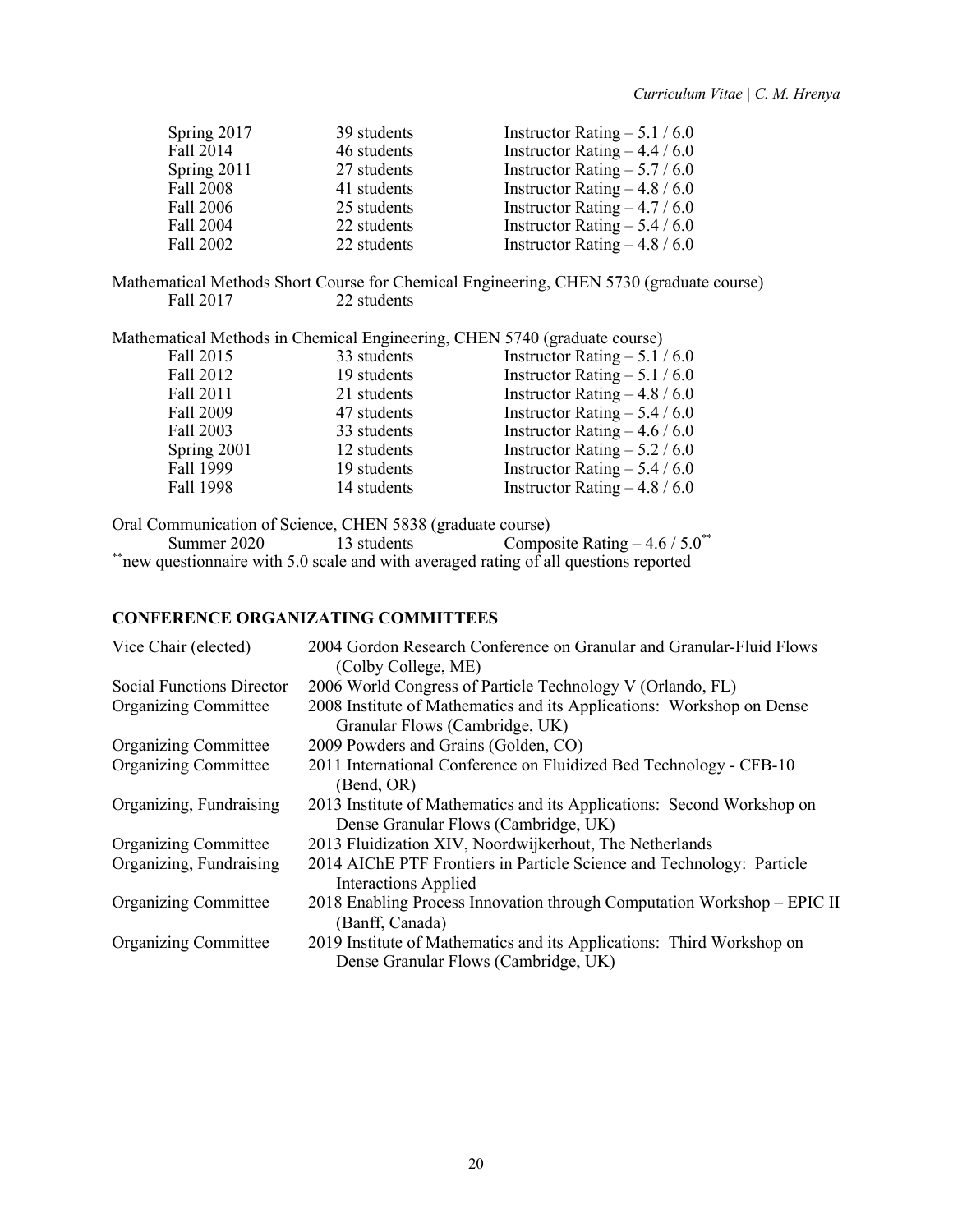| | | |
|---|---|---|
| Spring 2017 | 39 students | Instructor Rating – 5.1 / 6.0 |
| Fall 2014 | 46 students | Instructor Rating – 4.4 / 6.0 |
| Spring 2011 | 27 students | Instructor Rating – 5.7 / 6.0 |
| Fall 2008 | 41 students | Instructor Rating – 4.8 / 6.0 |
| Fall 2006 | 25 students | Instructor Rating – 4.7 / 6.0 |
| Fall 2004 | 22 students | Instructor Rating – 5.4 / 6.0 |
| Fall 2002 | 22 students | Instructor Rating – 4.8 / 6.0 |

Mathematical Methods Short Course for Chemical Engineering, CHEN 5730 (graduate course)

| | | |
|---|---|---|
| Fall 2017 | 22 students | |

Mathematical Methods in Chemical Engineering, CHEN 5740 (graduate course)

| | | |
|---|---|---|
| Fall 2015 | 33 students | Instructor Rating – 5.1 / 6.0 |
| Fall 2012 | 19 students | Instructor Rating – 5.1 / 6.0 |
| Fall 2011 | 21 students | Instructor Rating – 4.8 / 6.0 |
| Fall 2009 | 47 students | Instructor Rating – 5.4 / 6.0 |
| Fall 2003 | 33 students | Instructor Rating – 4.6 / 6.0 |
| Spring 2001 | 12 students | Instructor Rating – 5.2 / 6.0 |
| Fall 1999 | 19 students | Instructor Rating – 5.4 / 6.0 |
| Fall 1998 | 14 students | Instructor Rating – 4.8 / 6.0 |

Oral Communication of Science, CHEN 5838 (graduate course)

| | | |
|---|---|---|
| Summer 2020 | 13 students | Composite Rating – 4.6 / 5.0** |

**new questionnaire with 5.0 scale and with averaged rating of all questions reported

## CONFERENCE ORGANIZATING COMMITTEES

| | |
|---|---|
| Vice Chair (elected) | 2004 Gordon Research Conference on Granular and Granular-Fluid Flows (Colby College, ME) |
| Social Functions Director | 2006 World Congress of Particle Technology V (Orlando, FL) |
| Organizing Committee | 2008 Institute of Mathematics and its Applications: Workshop on Dense Granular Flows (Cambridge, UK) |
| Organizing Committee | 2009 Powders and Grains (Golden, CO) |
| Organizing Committee | 2011 International Conference on Fluidized Bed Technology - CFB-10 (Bend, OR) |
| Organizing, Fundraising | 2013 Institute of Mathematics and its Applications: Second Workshop on Dense Granular Flows (Cambridge, UK) |
| Organizing Committee | 2013 Fluidization XIV, Noordwijkerhout, The Netherlands |
| Organizing, Fundraising | 2014 AIChE PTF Frontiers in Particle Science and Technology: Particle Interactions Applied |
| Organizing Committee | 2018 Enabling Process Innovation through Computation Workshop – EPIC II (Banff, Canada) |
| Organizing Committee | 2019 Institute of Mathematics and its Applications: Third Workshop on Dense Granular Flows (Cambridge, UK) |